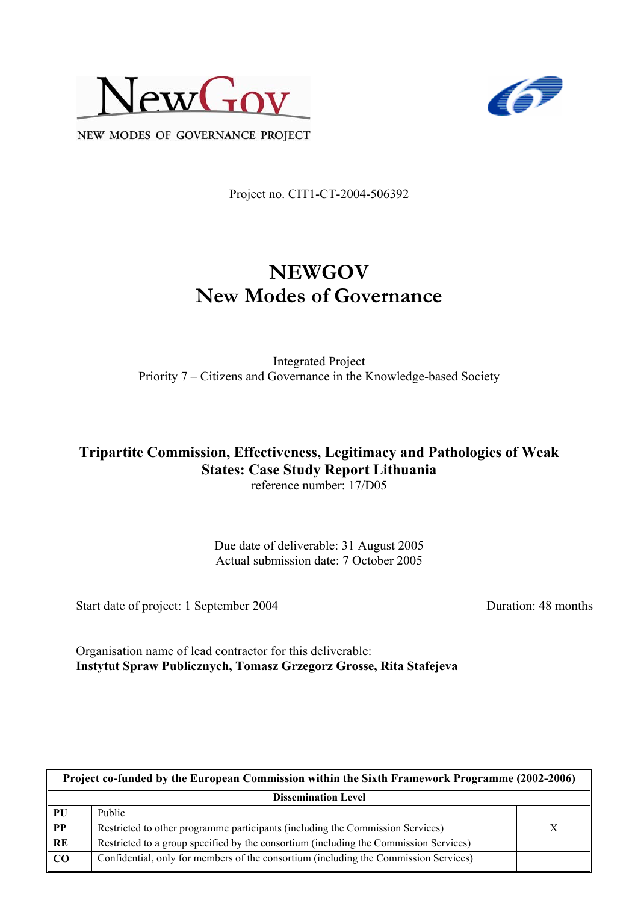NEW MODES OF GOVERNANCE PROJECT

Project no. CIT1-CT-2004-506392

# NEWGOV
# New Modes of Governance

Integrated Project
Priority 7 – Citizens and Governance in the Knowledge-based Society

## Tripartite Commission, Effectiveness, Legitimacy and Pathologies of Weak States: Case Study Report Lithuania

reference number: 17/D05

Due date of deliverable: 31 August 2005
Actual submission date: 7 October 2005

Start date of project: 1 September 2004 | Duration: 48 months

Organisation name of lead contractor for this deliverable:
**Instytut Spraw Publicznych, Tomasz Grzegorz Grosse, Rita Stafejeva**

| Project co-funded by the European Commission within the Sixth Framework Programme (2002-2006) | | |
|---|---|---|
| **Dissemination Level** | | |
| **PU** | Public | |
| **PP** | Restricted to other programme participants (including the Commission Services) | X |
| **RE** | Restricted to a group specified by the consortium (including the Commission Services) | |
| **CO** | Confidential, only for members of the consortium (including the Commission Services) | |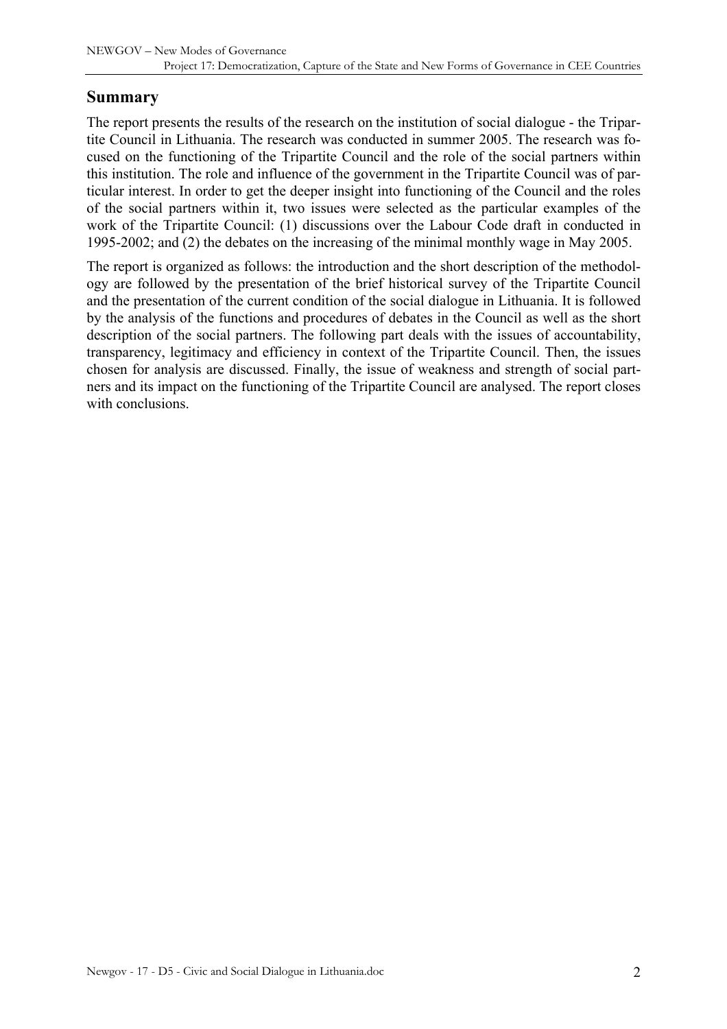## Summary

The report presents the results of the research on the institution of social dialogue - the Tripartite Council in Lithuania. The research was conducted in summer 2005. The research was focused on the functioning of the Tripartite Council and the role of the social partners within this institution. The role and influence of the government in the Tripartite Council was of particular interest. In order to get the deeper insight into functioning of the Council and the roles of the social partners within it, two issues were selected as the particular examples of the work of the Tripartite Council: (1) discussions over the Labour Code draft in conducted in 1995-2002; and (2) the debates on the increasing of the minimal monthly wage in May 2005.

The report is organized as follows: the introduction and the short description of the methodology are followed by the presentation of the brief historical survey of the Tripartite Council and the presentation of the current condition of the social dialogue in Lithuania. It is followed by the analysis of the functions and procedures of debates in the Council as well as the short description of the social partners. The following part deals with the issues of accountability, transparency, legitimacy and efficiency in context of the Tripartite Council. Then, the issues chosen for analysis are discussed. Finally, the issue of weakness and strength of social partners and its impact on the functioning of the Tripartite Council are analysed. The report closes with conclusions.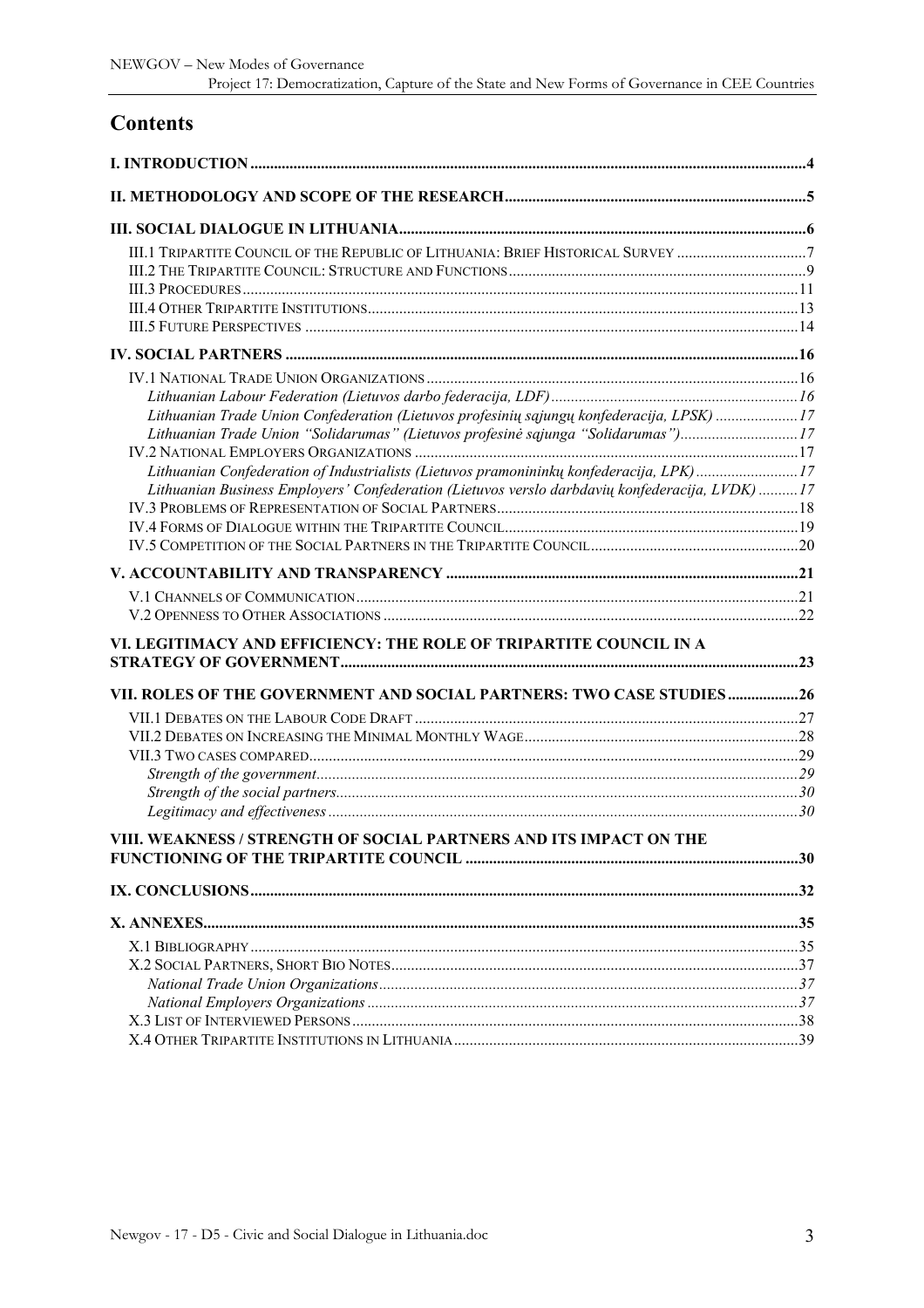# Contents

**I. INTRODUCTION** ........ 4

**II. METHODOLOGY AND SCOPE OF THE RESEARCH** ........ 5

**III. SOCIAL DIALOGUE IN LITHUANIA** ........ 6

- III.1 Tripartite Council of the Republic of Lithuania: Brief Historical Survey ........ 7
- III.2 The Tripartite Council: Structure and Functions ........ 9
- III.3 Procedures ........ 11
- III.4 Other Tripartite Institutions ........ 13
- III.5 Future Perspectives ........ 14

**IV. SOCIAL PARTNERS** ........ 16

- IV.1 National Trade Union Organizations ........ 16
  - *Lithuanian Labour Federation (Lietuvos darbo federacija, LDF)* ........ 16
  - *Lithuanian Trade Union Confederation (Lietuvos profesinių sąjungų konfederacija, LPSK)* ........ 17
  - *Lithuanian Trade Union "Solidarumas" (Lietuvos profesinė sąjunga "Solidarumas")* ........ 17
- IV.2 National Employers Organizations ........ 17
  - *Lithuanian Confederation of Industrialists (Lietuvos pramonininkų konfederacija, LPK)* ........ 17
  - *Lithuanian Business Employers' Confederation (Lietuvos verslo darbdavių konfederacija, LVDK)* ........ 17
- IV.3 Problems of Representation of Social Partners ........ 18
- IV.4 Forms of Dialogue within the Tripartite Council ........ 19
- IV.5 Competition of the Social Partners in the Tripartite Council ........ 20

**V. ACCOUNTABILITY AND TRANSPARENCY** ........ 21

- V.1 Channels of Communication ........ 21
- V.2 Openness to Other Associations ........ 22

**VI. LEGITIMACY AND EFFICIENCY: THE ROLE OF TRIPARTITE COUNCIL IN A STRATEGY OF GOVERNMENT** ........ 23

**VII. ROLES OF THE GOVERNMENT AND SOCIAL PARTNERS: TWO CASE STUDIES** ........ 26

- VII.1 Debates on the Labour Code Draft ........ 27
- VII.2 Debates on Increasing the Minimal Monthly Wage ........ 28
- VII.3 Two cases compared ........ 29
  - *Strength of the government* ........ 29
  - *Strength of the social partners* ........ 30
  - *Legitimacy and effectiveness* ........ 30

**VIII. WEAKNESS / STRENGTH OF SOCIAL PARTNERS AND ITS IMPACT ON THE FUNCTIONING OF THE TRIPARTITE COUNCIL** ........ 30

**IX. CONCLUSIONS** ........ 32

**X. ANNEXES** ........ 35

- X.1 Bibliography ........ 35
- X.2 Social Partners, Short Bio Notes ........ 37
  - *National Trade Union Organizations* ........ 37
  - *National Employers Organizations* ........ 37
- X.3 List of Interviewed Persons ........ 38
- X.4 Other Tripartite Institutions in Lithuania ........ 39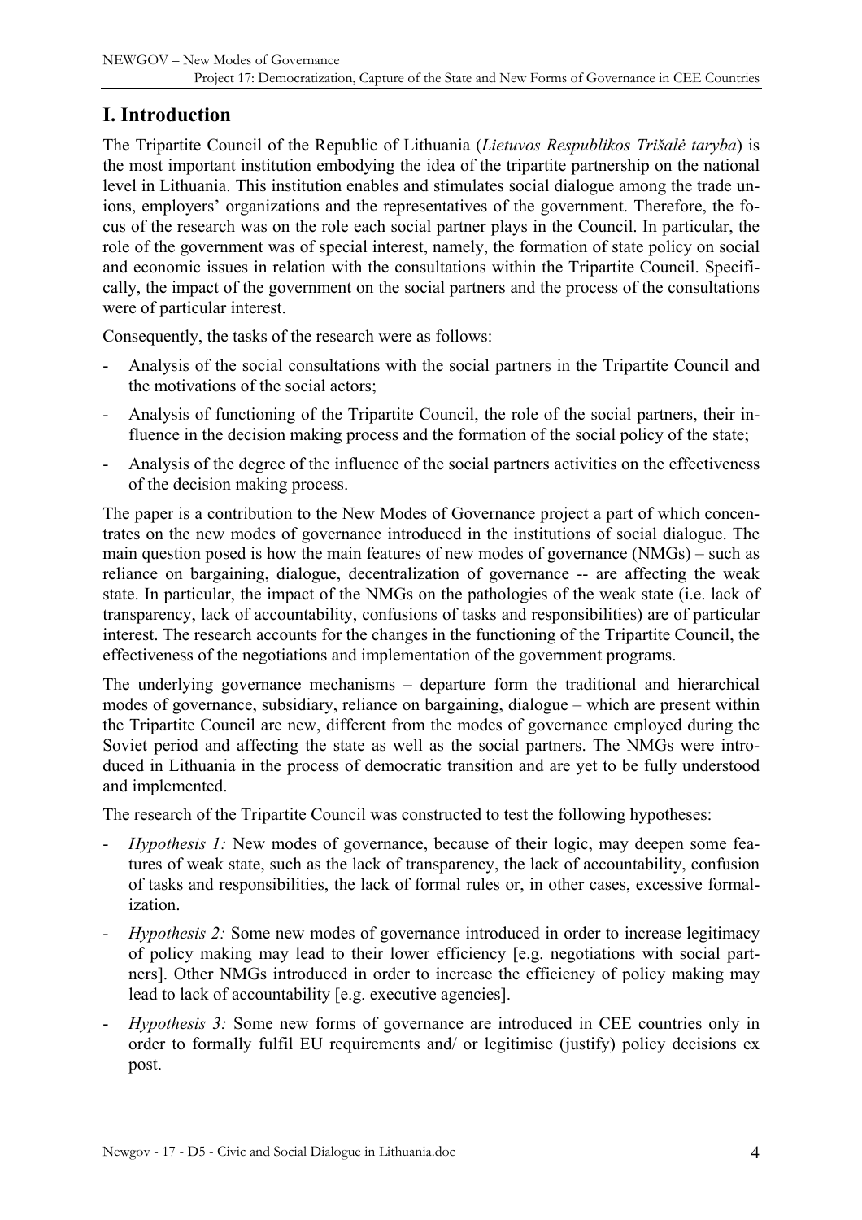## I. Introduction

The Tripartite Council of the Republic of Lithuania (*Lietuvos Respublikos Trišalė taryba*) is the most important institution embodying the idea of the tripartite partnership on the national level in Lithuania. This institution enables and stimulates social dialogue among the trade unions, employers' organizations and the representatives of the government. Therefore, the focus of the research was on the role each social partner plays in the Council. In particular, the role of the government was of special interest, namely, the formation of state policy on social and economic issues in relation with the consultations within the Tripartite Council. Specifically, the impact of the government on the social partners and the process of the consultations were of particular interest.

Consequently, the tasks of the research were as follows:

- Analysis of the social consultations with the social partners in the Tripartite Council and the motivations of the social actors;
- Analysis of functioning of the Tripartite Council, the role of the social partners, their influence in the decision making process and the formation of the social policy of the state;
- Analysis of the degree of the influence of the social partners activities on the effectiveness of the decision making process.

The paper is a contribution to the New Modes of Governance project a part of which concentrates on the new modes of governance introduced in the institutions of social dialogue. The main question posed is how the main features of new modes of governance (NMGs) – such as reliance on bargaining, dialogue, decentralization of governance -- are affecting the weak state. In particular, the impact of the NMGs on the pathologies of the weak state (i.e. lack of transparency, lack of accountability, confusions of tasks and responsibilities) are of particular interest. The research accounts for the changes in the functioning of the Tripartite Council, the effectiveness of the negotiations and implementation of the government programs.

The underlying governance mechanisms – departure form the traditional and hierarchical modes of governance, subsidiary, reliance on bargaining, dialogue – which are present within the Tripartite Council are new, different from the modes of governance employed during the Soviet period and affecting the state as well as the social partners. The NMGs were introduced in Lithuania in the process of democratic transition and are yet to be fully understood and implemented.

The research of the Tripartite Council was constructed to test the following hypotheses:

- *Hypothesis 1:* New modes of governance, because of their logic, may deepen some features of weak state, such as the lack of transparency, the lack of accountability, confusion of tasks and responsibilities, the lack of formal rules or, in other cases, excessive formalization.
- *Hypothesis 2:* Some new modes of governance introduced in order to increase legitimacy of policy making may lead to their lower efficiency [e.g. negotiations with social partners]. Other NMGs introduced in order to increase the efficiency of policy making may lead to lack of accountability [e.g. executive agencies].
- *Hypothesis 3:* Some new forms of governance are introduced in CEE countries only in order to formally fulfil EU requirements and/ or legitimise (justify) policy decisions ex post.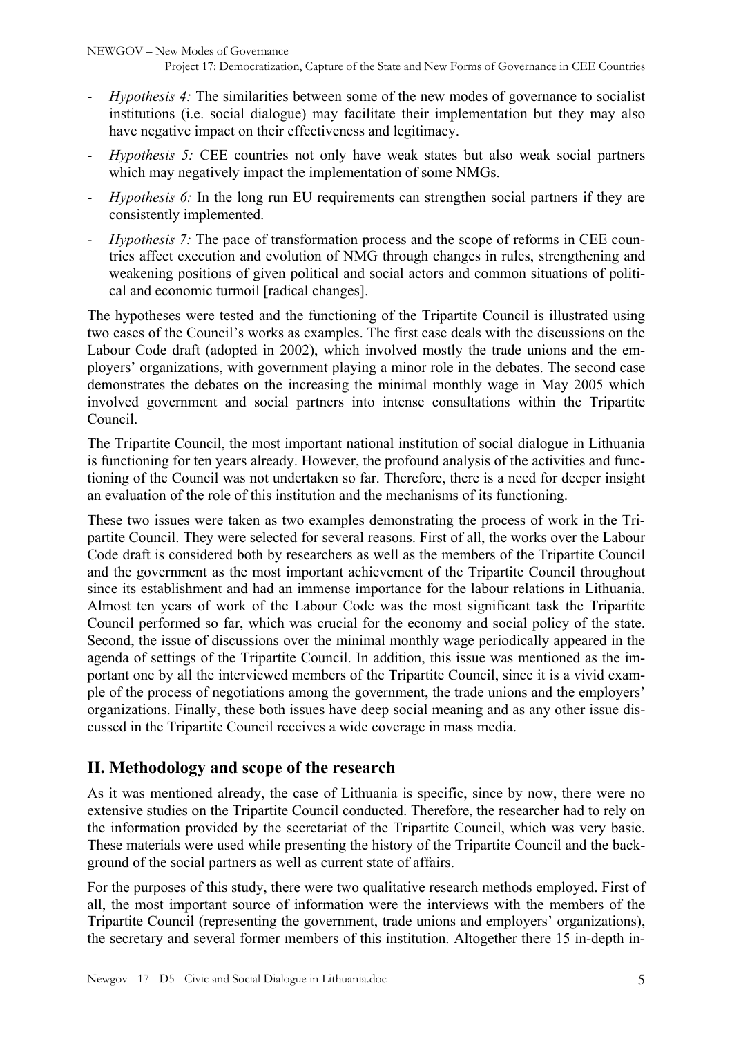- *Hypothesis 4:* The similarities between some of the new modes of governance to socialist institutions (i.e. social dialogue) may facilitate their implementation but they may also have negative impact on their effectiveness and legitimacy.
- *Hypothesis 5:* CEE countries not only have weak states but also weak social partners which may negatively impact the implementation of some NMGs.
- *Hypothesis 6:* In the long run EU requirements can strengthen social partners if they are consistently implemented.
- *Hypothesis 7:* The pace of transformation process and the scope of reforms in CEE countries affect execution and evolution of NMG through changes in rules, strengthening and weakening positions of given political and social actors and common situations of political and economic turmoil [radical changes].

The hypotheses were tested and the functioning of the Tripartite Council is illustrated using two cases of the Council's works as examples. The first case deals with the discussions on the Labour Code draft (adopted in 2002), which involved mostly the trade unions and the employers' organizations, with government playing a minor role in the debates. The second case demonstrates the debates on the increasing the minimal monthly wage in May 2005 which involved government and social partners into intense consultations within the Tripartite Council.

The Tripartite Council, the most important national institution of social dialogue in Lithuania is functioning for ten years already. However, the profound analysis of the activities and functioning of the Council was not undertaken so far. Therefore, there is a need for deeper insight an evaluation of the role of this institution and the mechanisms of its functioning.

These two issues were taken as two examples demonstrating the process of work in the Tripartite Council. They were selected for several reasons. First of all, the works over the Labour Code draft is considered both by researchers as well as the members of the Tripartite Council and the government as the most important achievement of the Tripartite Council throughout since its establishment and had an immense importance for the labour relations in Lithuania. Almost ten years of work of the Labour Code was the most significant task the Tripartite Council performed so far, which was crucial for the economy and social policy of the state. Second, the issue of discussions over the minimal monthly wage periodically appeared in the agenda of settings of the Tripartite Council. In addition, this issue was mentioned as the important one by all the interviewed members of the Tripartite Council, since it is a vivid example of the process of negotiations among the government, the trade unions and the employers' organizations. Finally, these both issues have deep social meaning and as any other issue discussed in the Tripartite Council receives a wide coverage in mass media.

## II. Methodology and scope of the research

As it was mentioned already, the case of Lithuania is specific, since by now, there were no extensive studies on the Tripartite Council conducted. Therefore, the researcher had to rely on the information provided by the secretariat of the Tripartite Council, which was very basic. These materials were used while presenting the history of the Tripartite Council and the background of the social partners as well as current state of affairs.

For the purposes of this study, there were two qualitative research methods employed. First of all, the most important source of information were the interviews with the members of the Tripartite Council (representing the government, trade unions and employers' organizations), the secretary and several former members of this institution. Altogether there 15 in-depth in-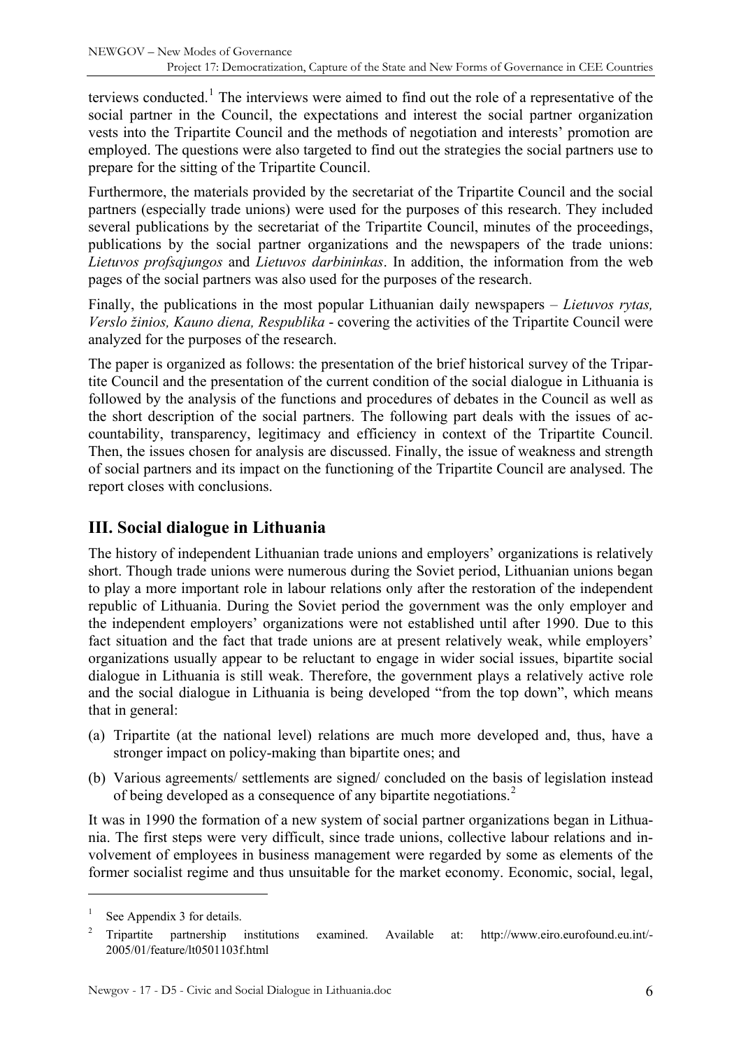terviews conducted.[1] The interviews were aimed to find out the role of a representative of the social partner in the Council, the expectations and interest the social partner organization vests into the Tripartite Council and the methods of negotiation and interests' promotion are employed. The questions were also targeted to find out the strategies the social partners use to prepare for the sitting of the Tripartite Council.

Furthermore, the materials provided by the secretariat of the Tripartite Council and the social partners (especially trade unions) were used for the purposes of this research. They included several publications by the secretariat of the Tripartite Council, minutes of the proceedings, publications by the social partner organizations and the newspapers of the trade unions: *Lietuvos profsajungos* and *Lietuvos darbininkas*. In addition, the information from the web pages of the social partners was also used for the purposes of the research.

Finally, the publications in the most popular Lithuanian daily newspapers – *Lietuvos rytas, Verslo žinios, Kauno diena, Respublika* - covering the activities of the Tripartite Council were analyzed for the purposes of the research.

The paper is organized as follows: the presentation of the brief historical survey of the Tripartite Council and the presentation of the current condition of the social dialogue in Lithuania is followed by the analysis of the functions and procedures of debates in the Council as well as the short description of the social partners. The following part deals with the issues of accountability, transparency, legitimacy and efficiency in context of the Tripartite Council. Then, the issues chosen for analysis are discussed. Finally, the issue of weakness and strength of social partners and its impact on the functioning of the Tripartite Council are analysed. The report closes with conclusions.

## III. Social dialogue in Lithuania

The history of independent Lithuanian trade unions and employers' organizations is relatively short. Though trade unions were numerous during the Soviet period, Lithuanian unions began to play a more important role in labour relations only after the restoration of the independent republic of Lithuania. During the Soviet period the government was the only employer and the independent employers' organizations were not established until after 1990. Due to this fact situation and the fact that trade unions are at present relatively weak, while employers' organizations usually appear to be reluctant to engage in wider social issues, bipartite social dialogue in Lithuania is still weak. Therefore, the government plays a relatively active role and the social dialogue in Lithuania is being developed "from the top down", which means that in general:

(a) Tripartite (at the national level) relations are much more developed and, thus, have a stronger impact on policy-making than bipartite ones; and

(b) Various agreements/ settlements are signed/ concluded on the basis of legislation instead of being developed as a consequence of any bipartite negotiations.[2]

It was in 1990 the formation of a new system of social partner organizations began in Lithuania. The first steps were very difficult, since trade unions, collective labour relations and involvement of employees in business management were regarded by some as elements of the former socialist regime and thus unsuitable for the market economy. Economic, social, legal,

---

[1] See Appendix 3 for details.

[2] Tripartite partnership institutions examined. Available at: http://www.eiro.eurofound.eu.int/-2005/01/feature/lt0501103f.html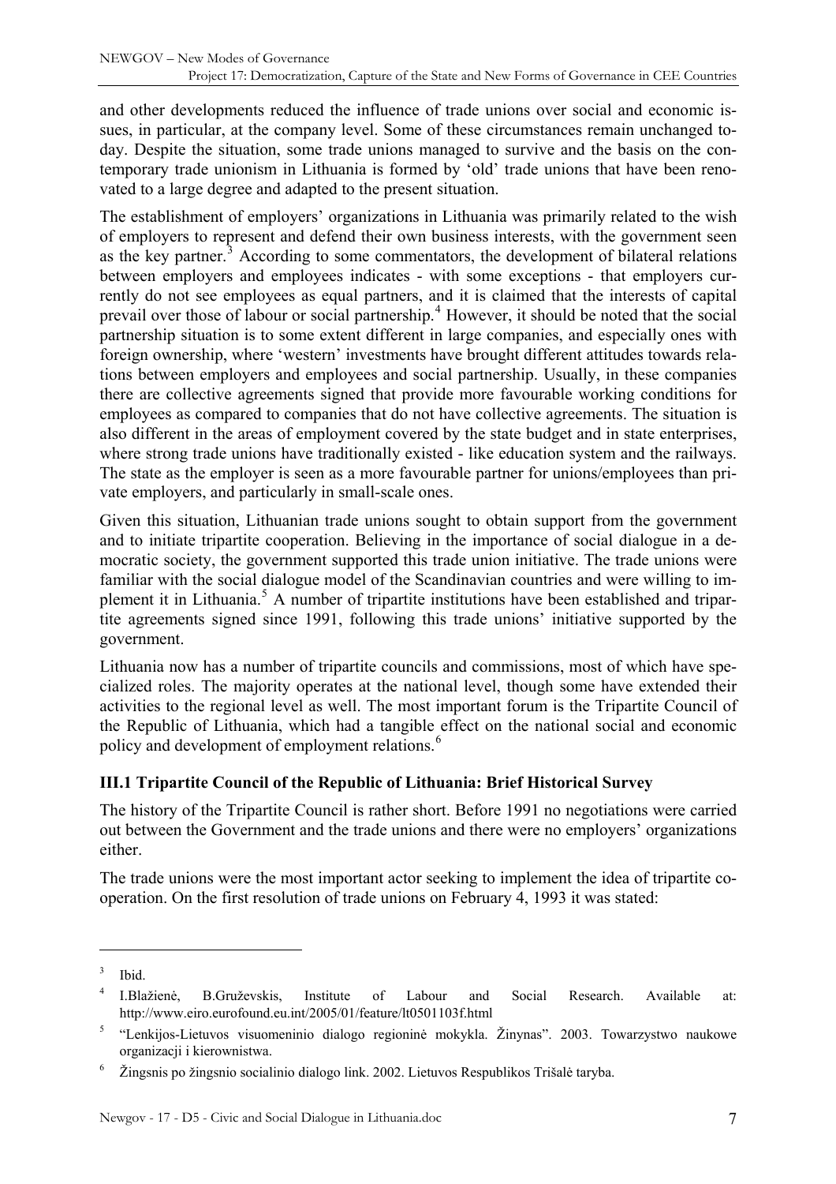and other developments reduced the influence of trade unions over social and economic issues, in particular, at the company level. Some of these circumstances remain unchanged today. Despite the situation, some trade unions managed to survive and the basis on the contemporary trade unionism in Lithuania is formed by 'old' trade unions that have been renovated to a large degree and adapted to the present situation.

The establishment of employers' organizations in Lithuania was primarily related to the wish of employers to represent and defend their own business interests, with the government seen as the key partner.[3] According to some commentators, the development of bilateral relations between employers and employees indicates - with some exceptions - that employers currently do not see employees as equal partners, and it is claimed that the interests of capital prevail over those of labour or social partnership.[4] However, it should be noted that the social partnership situation is to some extent different in large companies, and especially ones with foreign ownership, where 'western' investments have brought different attitudes towards relations between employers and employees and social partnership. Usually, in these companies there are collective agreements signed that provide more favourable working conditions for employees as compared to companies that do not have collective agreements. The situation is also different in the areas of employment covered by the state budget and in state enterprises, where strong trade unions have traditionally existed - like education system and the railways. The state as the employer is seen as a more favourable partner for unions/employees than private employers, and particularly in small-scale ones.

Given this situation, Lithuanian trade unions sought to obtain support from the government and to initiate tripartite cooperation. Believing in the importance of social dialogue in a democratic society, the government supported this trade union initiative. The trade unions were familiar with the social dialogue model of the Scandinavian countries and were willing to implement it in Lithuania.[5] A number of tripartite institutions have been established and tripartite agreements signed since 1991, following this trade unions' initiative supported by the government.

Lithuania now has a number of tripartite councils and commissions, most of which have specialized roles. The majority operates at the national level, though some have extended their activities to the regional level as well. The most important forum is the Tripartite Council of the Republic of Lithuania, which had a tangible effect on the national social and economic policy and development of employment relations.[6]

### III.1 Tripartite Council of the Republic of Lithuania: Brief Historical Survey

The history of the Tripartite Council is rather short. Before 1991 no negotiations were carried out between the Government and the trade unions and there were no employers' organizations either.

The trade unions were the most important actor seeking to implement the idea of tripartite cooperation. On the first resolution of trade unions on February 4, 1993 it was stated:

---

[3] Ibid.

[4] I.Blažienė, B.Gruževskis, Institute of Labour and Social Research. Available at: http://www.eiro.eurofound.eu.int/2005/01/feature/lt0501103f.html

[5] "Lenkijos-Lietuvos visuomeninio dialogo regioninė mokykla. Žinynas". 2003. Towarzystwo naukowe organizacji i kierownistwa.

[6] Žingsnis po žingsnio socialinio dialogo link. 2002. Lietuvos Respublikos Trišalė taryba.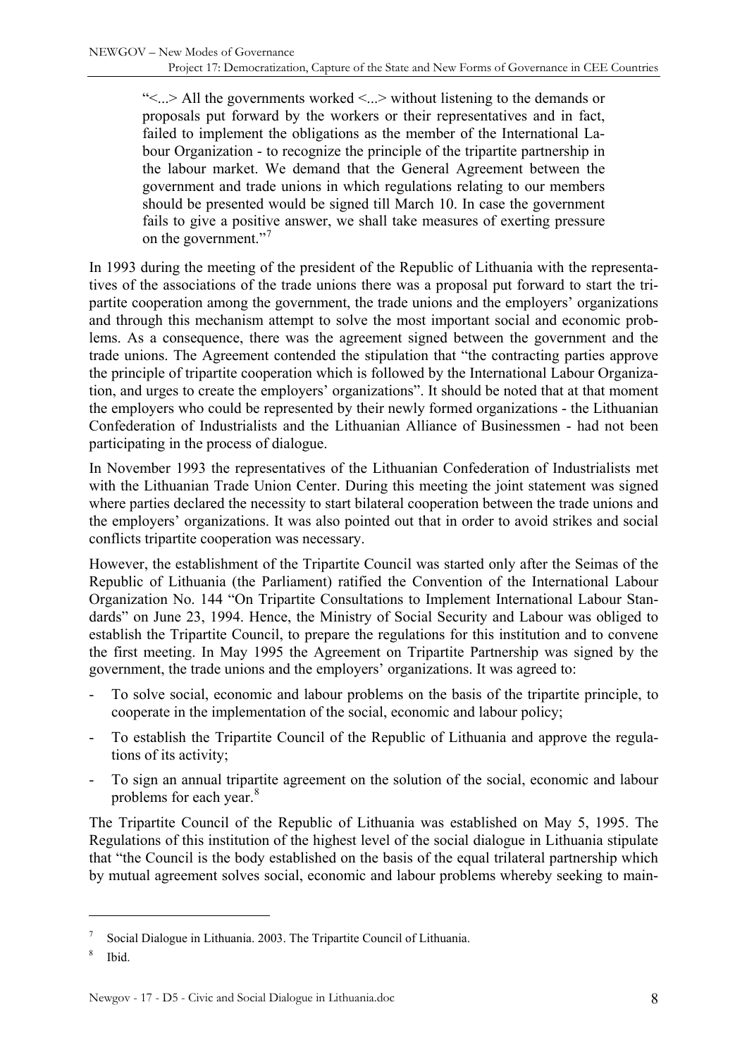> "<...> All the governments worked <...> without listening to the demands or proposals put forward by the workers or their representatives and in fact, failed to implement the obligations as the member of the International Labour Organization - to recognize the principle of the tripartite partnership in the labour market. We demand that the General Agreement between the government and trade unions in which regulations relating to our members should be presented would be signed till March 10. In case the government fails to give a positive answer, we shall take measures of exerting pressure on the government."[7]

In 1993 during the meeting of the president of the Republic of Lithuania with the representatives of the associations of the trade unions there was a proposal put forward to start the tripartite cooperation among the government, the trade unions and the employers' organizations and through this mechanism attempt to solve the most important social and economic problems. As a consequence, there was the agreement signed between the government and the trade unions. The Agreement contended the stipulation that "the contracting parties approve the principle of tripartite cooperation which is followed by the International Labour Organization, and urges to create the employers' organizations". It should be noted that at that moment the employers who could be represented by their newly formed organizations - the Lithuanian Confederation of Industrialists and the Lithuanian Alliance of Businessmen - had not been participating in the process of dialogue.

In November 1993 the representatives of the Lithuanian Confederation of Industrialists met with the Lithuanian Trade Union Center. During this meeting the joint statement was signed where parties declared the necessity to start bilateral cooperation between the trade unions and the employers' organizations. It was also pointed out that in order to avoid strikes and social conflicts tripartite cooperation was necessary.

However, the establishment of the Tripartite Council was started only after the Seimas of the Republic of Lithuania (the Parliament) ratified the Convention of the International Labour Organization No. 144 "On Tripartite Consultations to Implement International Labour Standards" on June 23, 1994. Hence, the Ministry of Social Security and Labour was obliged to establish the Tripartite Council, to prepare the regulations for this institution and to convene the first meeting. In May 1995 the Agreement on Tripartite Partnership was signed by the government, the trade unions and the employers' organizations. It was agreed to:

- To solve social, economic and labour problems on the basis of the tripartite principle, to cooperate in the implementation of the social, economic and labour policy;
- To establish the Tripartite Council of the Republic of Lithuania and approve the regulations of its activity;
- To sign an annual tripartite agreement on the solution of the social, economic and labour problems for each year.[8]

The Tripartite Council of the Republic of Lithuania was established on May 5, 1995. The Regulations of this institution of the highest level of the social dialogue in Lithuania stipulate that "the Council is the body established on the basis of the equal trilateral partnership which by mutual agreement solves social, economic and labour problems whereby seeking to main-

---

[7] Social Dialogue in Lithuania. 2003. The Tripartite Council of Lithuania.

[8] Ibid.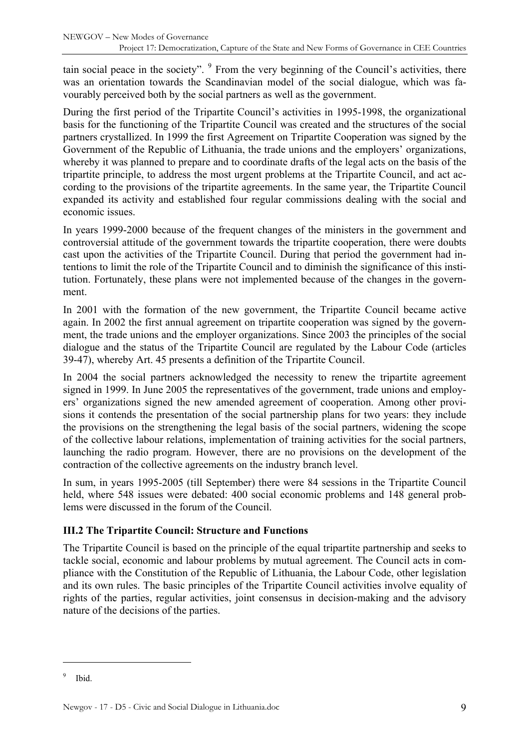tain social peace in the society". [9] From the very beginning of the Council's activities, there was an orientation towards the Scandinavian model of the social dialogue, which was favourably perceived both by the social partners as well as the government.

During the first period of the Tripartite Council's activities in 1995-1998, the organizational basis for the functioning of the Tripartite Council was created and the structures of the social partners crystallized. In 1999 the first Agreement on Tripartite Cooperation was signed by the Government of the Republic of Lithuania, the trade unions and the employers' organizations, whereby it was planned to prepare and to coordinate drafts of the legal acts on the basis of the tripartite principle, to address the most urgent problems at the Tripartite Council, and act according to the provisions of the tripartite agreements. In the same year, the Tripartite Council expanded its activity and established four regular commissions dealing with the social and economic issues.

In years 1999-2000 because of the frequent changes of the ministers in the government and controversial attitude of the government towards the tripartite cooperation, there were doubts cast upon the activities of the Tripartite Council. During that period the government had intentions to limit the role of the Tripartite Council and to diminish the significance of this institution. Fortunately, these plans were not implemented because of the changes in the government.

In 2001 with the formation of the new government, the Tripartite Council became active again. In 2002 the first annual agreement on tripartite cooperation was signed by the government, the trade unions and the employer organizations. Since 2003 the principles of the social dialogue and the status of the Tripartite Council are regulated by the Labour Code (articles 39-47), whereby Art. 45 presents a definition of the Tripartite Council.

In 2004 the social partners acknowledged the necessity to renew the tripartite agreement signed in 1999. In June 2005 the representatives of the government, trade unions and employers' organizations signed the new amended agreement of cooperation. Among other provisions it contends the presentation of the social partnership plans for two years: they include the provisions on the strengthening the legal basis of the social partners, widening the scope of the collective labour relations, implementation of training activities for the social partners, launching the radio program. However, there are no provisions on the development of the contraction of the collective agreements on the industry branch level.

In sum, in years 1995-2005 (till September) there were 84 sessions in the Tripartite Council held, where 548 issues were debated: 400 social economic problems and 148 general problems were discussed in the forum of the Council.

### III.2 The Tripartite Council: Structure and Functions

The Tripartite Council is based on the principle of the equal tripartite partnership and seeks to tackle social, economic and labour problems by mutual agreement. The Council acts in compliance with the Constitution of the Republic of Lithuania, the Labour Code, other legislation and its own rules. The basic principles of the Tripartite Council activities involve equality of rights of the parties, regular activities, joint consensus in decision-making and the advisory nature of the decisions of the parties.

---

[9] Ibid.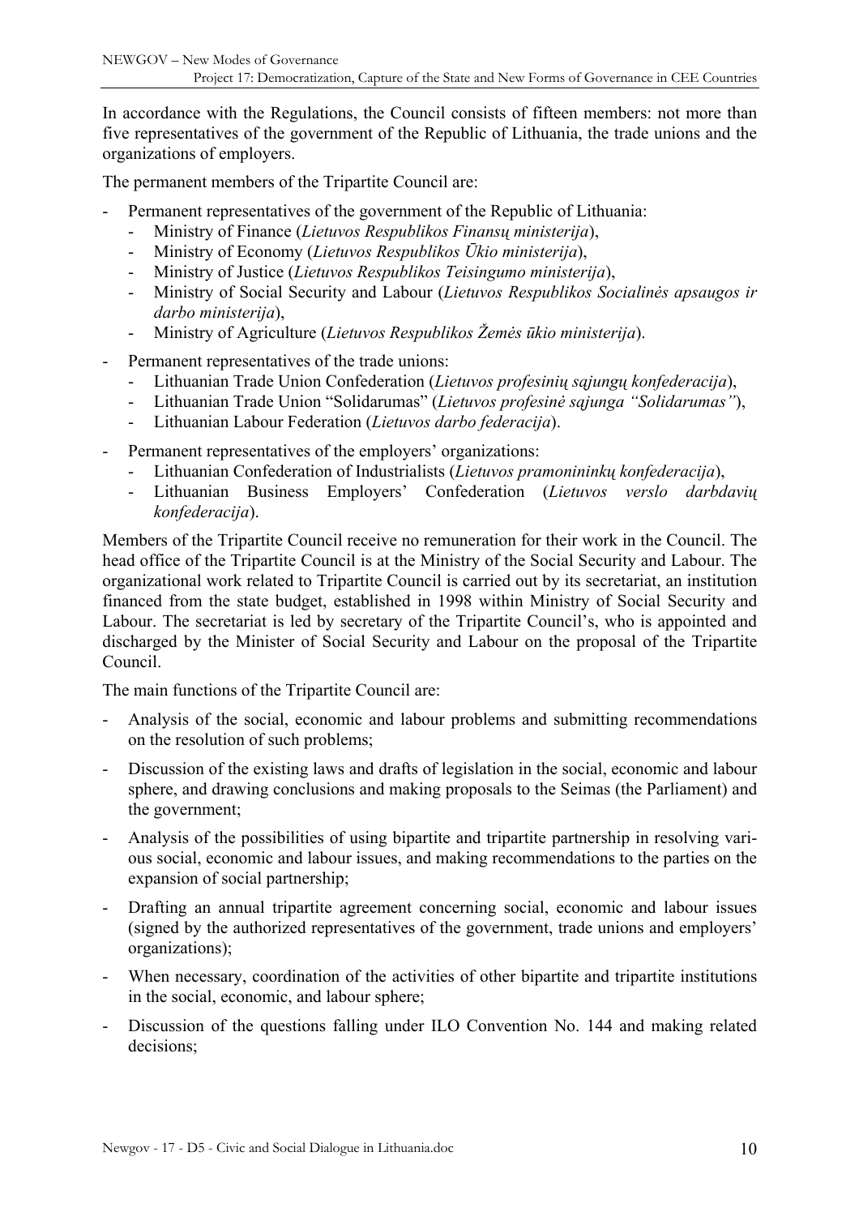In accordance with the Regulations, the Council consists of fifteen members: not more than five representatives of the government of the Republic of Lithuania, the trade unions and the organizations of employers.

The permanent members of the Tripartite Council are:

- Permanent representatives of the government of the Republic of Lithuania:
  - Ministry of Finance (*Lietuvos Respublikos Finansų ministerija*),
  - Ministry of Economy (*Lietuvos Respublikos Ūkio ministerija*),
  - Ministry of Justice (*Lietuvos Respublikos Teisingumo ministerija*),
  - Ministry of Social Security and Labour (*Lietuvos Respublikos Socialinės apsaugos ir darbo ministerija*),
  - Ministry of Agriculture (*Lietuvos Respublikos Žemės ūkio ministerija*).
- Permanent representatives of the trade unions:
  - Lithuanian Trade Union Confederation (*Lietuvos profesinių sąjungų konfederacija*),
  - Lithuanian Trade Union "Solidarumas" (*Lietuvos profesinė sąjunga "Solidarumas"*),
  - Lithuanian Labour Federation (*Lietuvos darbo federacija*).
- Permanent representatives of the employers' organizations:
  - Lithuanian Confederation of Industrialists (*Lietuvos pramonininkų konfederacija*),
  - Lithuanian Business Employers' Confederation (*Lietuvos verslo darbdavių konfederacija*).

Members of the Tripartite Council receive no remuneration for their work in the Council. The head office of the Tripartite Council is at the Ministry of the Social Security and Labour. The organizational work related to Tripartite Council is carried out by its secretariat, an institution financed from the state budget, established in 1998 within Ministry of Social Security and Labour. The secretariat is led by secretary of the Tripartite Council's, who is appointed and discharged by the Minister of Social Security and Labour on the proposal of the Tripartite Council.

The main functions of the Tripartite Council are:

- Analysis of the social, economic and labour problems and submitting recommendations on the resolution of such problems;
- Discussion of the existing laws and drafts of legislation in the social, economic and labour sphere, and drawing conclusions and making proposals to the Seimas (the Parliament) and the government;
- Analysis of the possibilities of using bipartite and tripartite partnership in resolving various social, economic and labour issues, and making recommendations to the parties on the expansion of social partnership;
- Drafting an annual tripartite agreement concerning social, economic and labour issues (signed by the authorized representatives of the government, trade unions and employers' organizations);
- When necessary, coordination of the activities of other bipartite and tripartite institutions in the social, economic, and labour sphere;
- Discussion of the questions falling under ILO Convention No. 144 and making related decisions;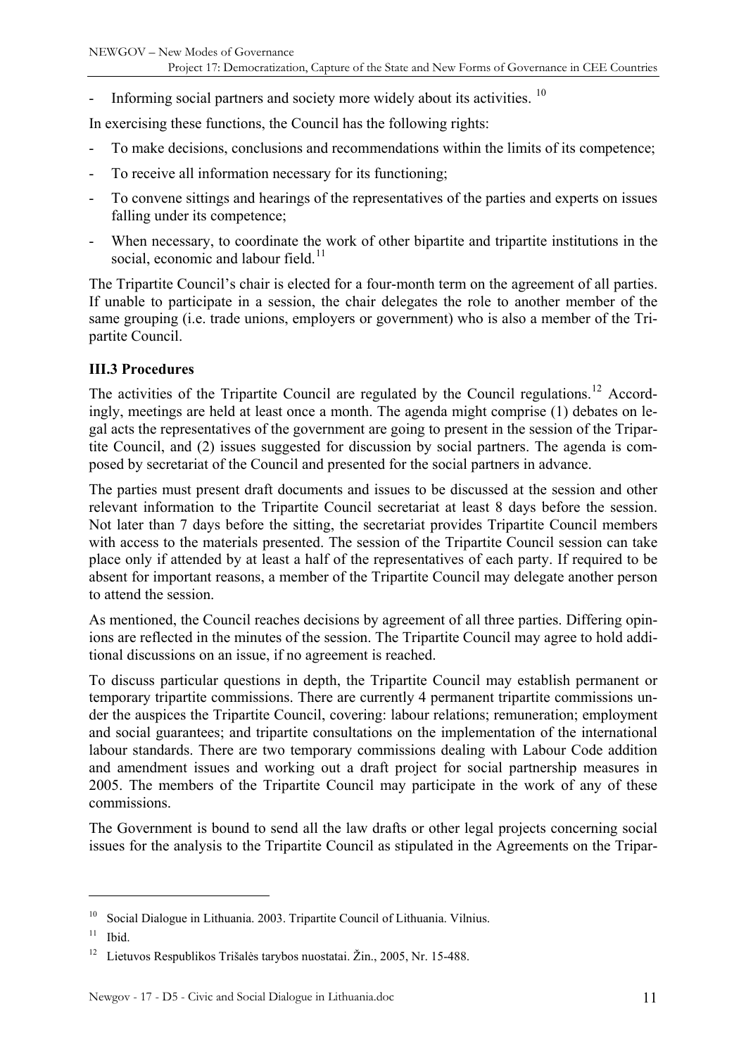- Informing social partners and society more widely about its activities. [10]

In exercising these functions, the Council has the following rights:

- To make decisions, conclusions and recommendations within the limits of its competence;
- To receive all information necessary for its functioning;
- To convene sittings and hearings of the representatives of the parties and experts on issues falling under its competence;
- When necessary, to coordinate the work of other bipartite and tripartite institutions in the social, economic and labour field.[11]

The Tripartite Council's chair is elected for a four-month term on the agreement of all parties. If unable to participate in a session, the chair delegates the role to another member of the same grouping (i.e. trade unions, employers or government) who is also a member of the Tripartite Council.

### III.3 Procedures

The activities of the Tripartite Council are regulated by the Council regulations.[12] Accordingly, meetings are held at least once a month. The agenda might comprise (1) debates on legal acts the representatives of the government are going to present in the session of the Tripartite Council, and (2) issues suggested for discussion by social partners. The agenda is composed by secretariat of the Council and presented for the social partners in advance.

The parties must present draft documents and issues to be discussed at the session and other relevant information to the Tripartite Council secretariat at least 8 days before the session. Not later than 7 days before the sitting, the secretariat provides Tripartite Council members with access to the materials presented. The session of the Tripartite Council session can take place only if attended by at least a half of the representatives of each party. If required to be absent for important reasons, a member of the Tripartite Council may delegate another person to attend the session.

As mentioned, the Council reaches decisions by agreement of all three parties. Differing opinions are reflected in the minutes of the session. The Tripartite Council may agree to hold additional discussions on an issue, if no agreement is reached.

To discuss particular questions in depth, the Tripartite Council may establish permanent or temporary tripartite commissions. There are currently 4 permanent tripartite commissions under the auspices the Tripartite Council, covering: labour relations; remuneration; employment and social guarantees; and tripartite consultations on the implementation of the international labour standards. There are two temporary commissions dealing with Labour Code addition and amendment issues and working out a draft project for social partnership measures in 2005. The members of the Tripartite Council may participate in the work of any of these commissions.

The Government is bound to send all the law drafts or other legal projects concerning social issues for the analysis to the Tripartite Council as stipulated in the Agreements on the Tripar-

---

[10] Social Dialogue in Lithuania. 2003. Tripartite Council of Lithuania. Vilnius.

[11] Ibid.

[12] Lietuvos Respublikos Trišalės tarybos nuostatai. Žin., 2005, Nr. 15-488.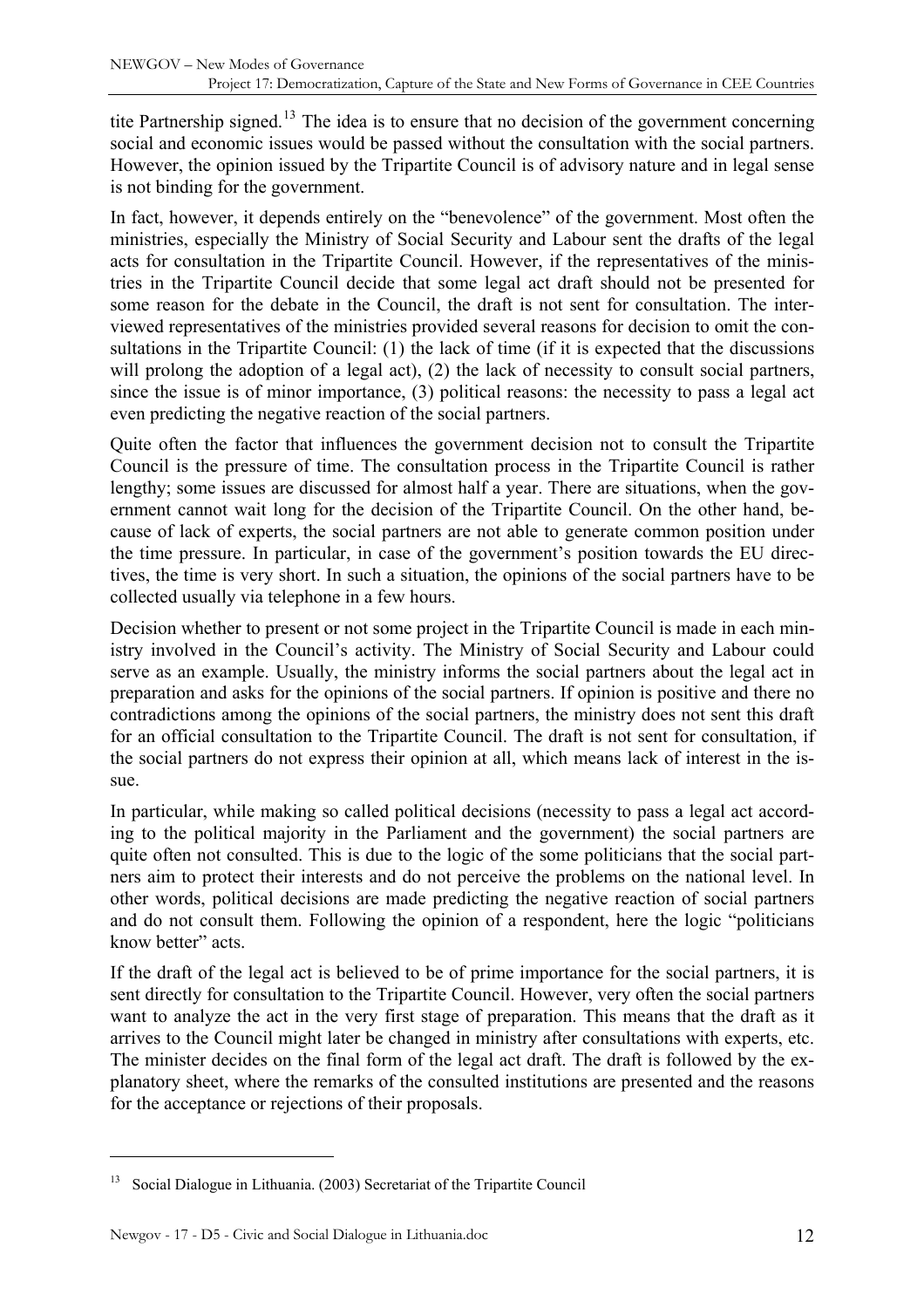tite Partnership signed.[13] The idea is to ensure that no decision of the government concerning social and economic issues would be passed without the consultation with the social partners. However, the opinion issued by the Tripartite Council is of advisory nature and in legal sense is not binding for the government.

In fact, however, it depends entirely on the "benevolence" of the government. Most often the ministries, especially the Ministry of Social Security and Labour sent the drafts of the legal acts for consultation in the Tripartite Council. However, if the representatives of the ministries in the Tripartite Council decide that some legal act draft should not be presented for some reason for the debate in the Council, the draft is not sent for consultation. The interviewed representatives of the ministries provided several reasons for decision to omit the consultations in the Tripartite Council: (1) the lack of time (if it is expected that the discussions will prolong the adoption of a legal act), (2) the lack of necessity to consult social partners, since the issue is of minor importance, (3) political reasons: the necessity to pass a legal act even predicting the negative reaction of the social partners.

Quite often the factor that influences the government decision not to consult the Tripartite Council is the pressure of time. The consultation process in the Tripartite Council is rather lengthy; some issues are discussed for almost half a year. There are situations, when the government cannot wait long for the decision of the Tripartite Council. On the other hand, because of lack of experts, the social partners are not able to generate common position under the time pressure. In particular, in case of the government's position towards the EU directives, the time is very short. In such a situation, the opinions of the social partners have to be collected usually via telephone in a few hours.

Decision whether to present or not some project in the Tripartite Council is made in each ministry involved in the Council's activity. The Ministry of Social Security and Labour could serve as an example. Usually, the ministry informs the social partners about the legal act in preparation and asks for the opinions of the social partners. If opinion is positive and there no contradictions among the opinions of the social partners, the ministry does not sent this draft for an official consultation to the Tripartite Council. The draft is not sent for consultation, if the social partners do not express their opinion at all, which means lack of interest in the issue.

In particular, while making so called political decisions (necessity to pass a legal act according to the political majority in the Parliament and the government) the social partners are quite often not consulted. This is due to the logic of the some politicians that the social partners aim to protect their interests and do not perceive the problems on the national level. In other words, political decisions are made predicting the negative reaction of social partners and do not consult them. Following the opinion of a respondent, here the logic "politicians know better" acts.

If the draft of the legal act is believed to be of prime importance for the social partners, it is sent directly for consultation to the Tripartite Council. However, very often the social partners want to analyze the act in the very first stage of preparation. This means that the draft as it arrives to the Council might later be changed in ministry after consultations with experts, etc. The minister decides on the final form of the legal act draft. The draft is followed by the explanatory sheet, where the remarks of the consulted institutions are presented and the reasons for the acceptance or rejections of their proposals.

---

[13] Social Dialogue in Lithuania. (2003) Secretariat of the Tripartite Council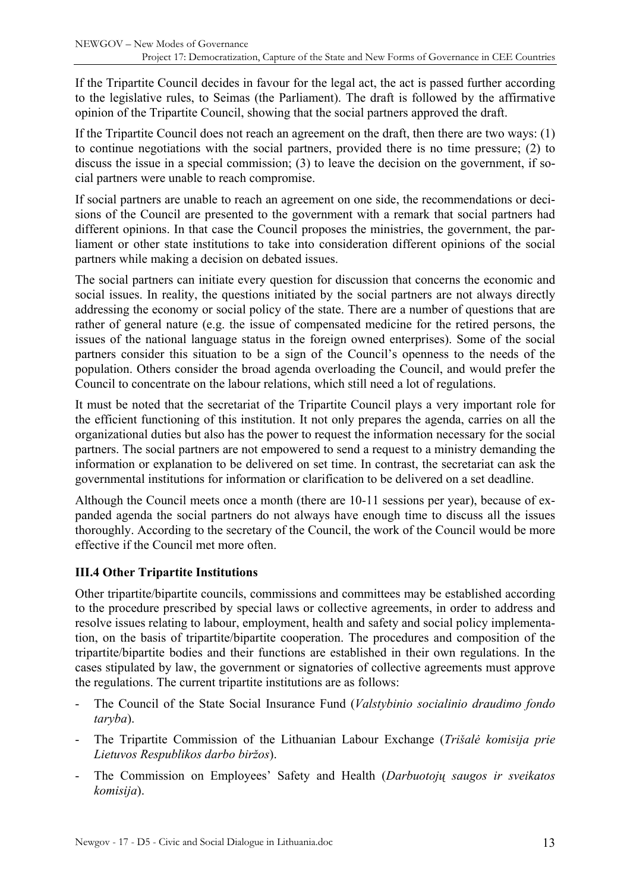If the Tripartite Council decides in favour for the legal act, the act is passed further according to the legislative rules, to Seimas (the Parliament). The draft is followed by the affirmative opinion of the Tripartite Council, showing that the social partners approved the draft.

If the Tripartite Council does not reach an agreement on the draft, then there are two ways: (1) to continue negotiations with the social partners, provided there is no time pressure; (2) to discuss the issue in a special commission; (3) to leave the decision on the government, if social partners were unable to reach compromise.

If social partners are unable to reach an agreement on one side, the recommendations or decisions of the Council are presented to the government with a remark that social partners had different opinions. In that case the Council proposes the ministries, the government, the parliament or other state institutions to take into consideration different opinions of the social partners while making a decision on debated issues.

The social partners can initiate every question for discussion that concerns the economic and social issues. In reality, the questions initiated by the social partners are not always directly addressing the economy or social policy of the state. There are a number of questions that are rather of general nature (e.g. the issue of compensated medicine for the retired persons, the issues of the national language status in the foreign owned enterprises). Some of the social partners consider this situation to be a sign of the Council's openness to the needs of the population. Others consider the broad agenda overloading the Council, and would prefer the Council to concentrate on the labour relations, which still need a lot of regulations.

It must be noted that the secretariat of the Tripartite Council plays a very important role for the efficient functioning of this institution. It not only prepares the agenda, carries on all the organizational duties but also has the power to request the information necessary for the social partners. The social partners are not empowered to send a request to a ministry demanding the information or explanation to be delivered on set time. In contrast, the secretariat can ask the governmental institutions for information or clarification to be delivered on a set deadline.

Although the Council meets once a month (there are 10-11 sessions per year), because of expanded agenda the social partners do not always have enough time to discuss all the issues thoroughly. According to the secretary of the Council, the work of the Council would be more effective if the Council met more often.

### III.4 Other Tripartite Institutions

Other tripartite/bipartite councils, commissions and committees may be established according to the procedure prescribed by special laws or collective agreements, in order to address and resolve issues relating to labour, employment, health and safety and social policy implementation, on the basis of tripartite/bipartite cooperation. The procedures and composition of the tripartite/bipartite bodies and their functions are established in their own regulations. In the cases stipulated by law, the government or signatories of collective agreements must approve the regulations. The current tripartite institutions are as follows:

- The Council of the State Social Insurance Fund (*Valstybinio socialinio draudimo fondo taryba*).
- The Tripartite Commission of the Lithuanian Labour Exchange (*Trišalė komisija prie Lietuvos Respublikos darbo biržos*).
- The Commission on Employees' Safety and Health (*Darbuotojų saugos ir sveikatos komisija*).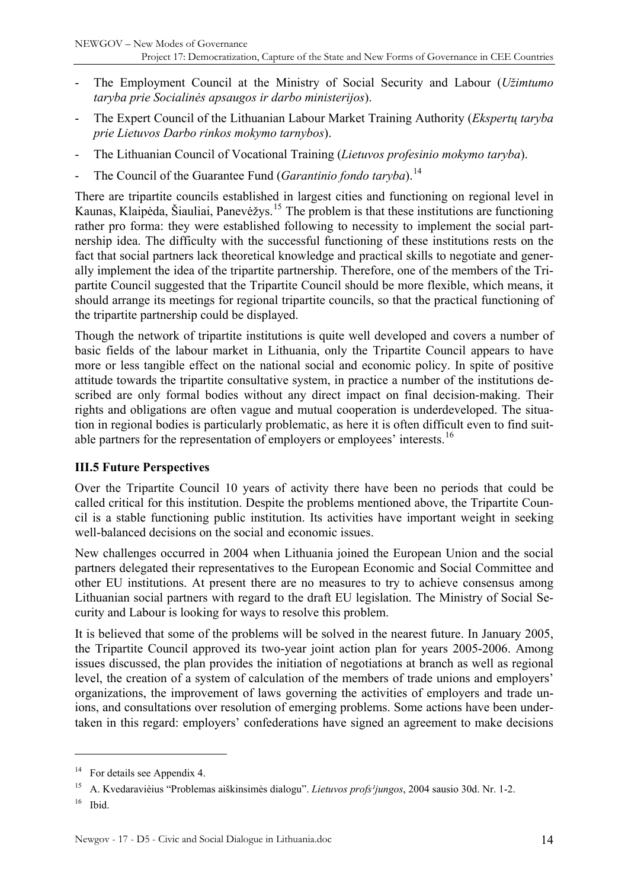- The Employment Council at the Ministry of Social Security and Labour (*Užimtumo taryba prie Socialinės apsaugos ir darbo ministerijos*).
- The Expert Council of the Lithuanian Labour Market Training Authority (*Ekspertų taryba prie Lietuvos Darbo rinkos mokymo tarnybos*).
- The Lithuanian Council of Vocational Training (*Lietuvos profesinio mokymo taryba*).
- The Council of the Guarantee Fund (*Garantinio fondo taryba*).[14]

There are tripartite councils established in largest cities and functioning on regional level in Kaunas, Klaipėda, Šiauliai, Panevėžys.[15] The problem is that these institutions are functioning rather pro forma: they were established following to necessity to implement the social partnership idea. The difficulty with the successful functioning of these institutions rests on the fact that social partners lack theoretical knowledge and practical skills to negotiate and generally implement the idea of the tripartite partnership. Therefore, one of the members of the Tripartite Council suggested that the Tripartite Council should be more flexible, which means, it should arrange its meetings for regional tripartite councils, so that the practical functioning of the tripartite partnership could be displayed.

Though the network of tripartite institutions is quite well developed and covers a number of basic fields of the labour market in Lithuania, only the Tripartite Council appears to have more or less tangible effect on the national social and economic policy. In spite of positive attitude towards the tripartite consultative system, in practice a number of the institutions described are only formal bodies without any direct impact on final decision-making. Their rights and obligations are often vague and mutual cooperation is underdeveloped. The situation in regional bodies is particularly problematic, as here it is often difficult even to find suitable partners for the representation of employers or employees' interests.[16]

### III.5 Future Perspectives

Over the Tripartite Council 10 years of activity there have been no periods that could be called critical for this institution. Despite the problems mentioned above, the Tripartite Council is a stable functioning public institution. Its activities have important weight in seeking well-balanced decisions on the social and economic issues.

New challenges occurred in 2004 when Lithuania joined the European Union and the social partners delegated their representatives to the European Economic and Social Committee and other EU institutions. At present there are no measures to try to achieve consensus among Lithuanian social partners with regard to the draft EU legislation. The Ministry of Social Security and Labour is looking for ways to resolve this problem.

It is believed that some of the problems will be solved in the nearest future. In January 2005, the Tripartite Council approved its two-year joint action plan for years 2005-2006. Among issues discussed, the plan provides the initiation of negotiations at branch as well as regional level, the creation of a system of calculation of the members of trade unions and employers' organizations, the improvement of laws governing the activities of employers and trade unions, and consultations over resolution of emerging problems. Some actions have been undertaken in this regard: employers' confederations have signed an agreement to make decisions

---

[14] For details see Appendix 4.

[15] A. Kvedaravièius "Problemas aiškinsimės dialogu". *Lietuvos profs¹jungos*, 2004 sausio 30d. Nr. 1-2.

[16] Ibid.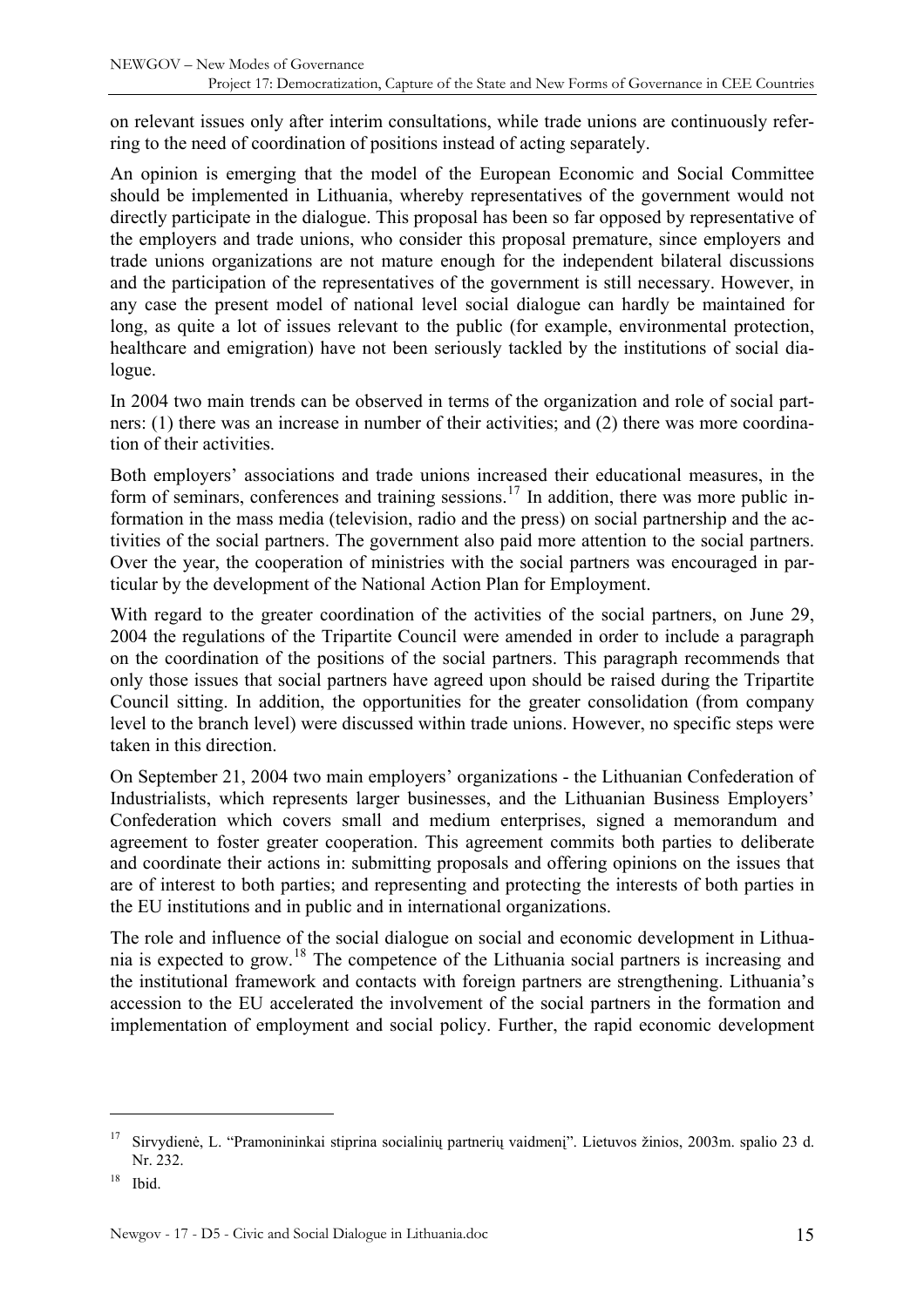on relevant issues only after interim consultations, while trade unions are continuously referring to the need of coordination of positions instead of acting separately.

An opinion is emerging that the model of the European Economic and Social Committee should be implemented in Lithuania, whereby representatives of the government would not directly participate in the dialogue. This proposal has been so far opposed by representative of the employers and trade unions, who consider this proposal premature, since employers and trade unions organizations are not mature enough for the independent bilateral discussions and the participation of the representatives of the government is still necessary. However, in any case the present model of national level social dialogue can hardly be maintained for long, as quite a lot of issues relevant to the public (for example, environmental protection, healthcare and emigration) have not been seriously tackled by the institutions of social dialogue.

In 2004 two main trends can be observed in terms of the organization and role of social partners: (1) there was an increase in number of their activities; and (2) there was more coordination of their activities.

Both employers' associations and trade unions increased their educational measures, in the form of seminars, conferences and training sessions.[17] In addition, there was more public information in the mass media (television, radio and the press) on social partnership and the activities of the social partners. The government also paid more attention to the social partners. Over the year, the cooperation of ministries with the social partners was encouraged in particular by the development of the National Action Plan for Employment.

With regard to the greater coordination of the activities of the social partners, on June 29, 2004 the regulations of the Tripartite Council were amended in order to include a paragraph on the coordination of the positions of the social partners. This paragraph recommends that only those issues that social partners have agreed upon should be raised during the Tripartite Council sitting. In addition, the opportunities for the greater consolidation (from company level to the branch level) were discussed within trade unions. However, no specific steps were taken in this direction.

On September 21, 2004 two main employers' organizations - the Lithuanian Confederation of Industrialists, which represents larger businesses, and the Lithuanian Business Employers' Confederation which covers small and medium enterprises, signed a memorandum and agreement to foster greater cooperation. This agreement commits both parties to deliberate and coordinate their actions in: submitting proposals and offering opinions on the issues that are of interest to both parties; and representing and protecting the interests of both parties in the EU institutions and in public and in international organizations.

The role and influence of the social dialogue on social and economic development in Lithuania is expected to grow.[18] The competence of the Lithuania social partners is increasing and the institutional framework and contacts with foreign partners are strengthening. Lithuania's accession to the EU accelerated the involvement of the social partners in the formation and implementation of employment and social policy. Further, the rapid economic development

---

[17] Sirvydienė, L. "Pramonininkai stiprina socialinių partnerių vaidmenį". Lietuvos žinios, 2003m. spalio 23 d. Nr. 232.

[18] Ibid.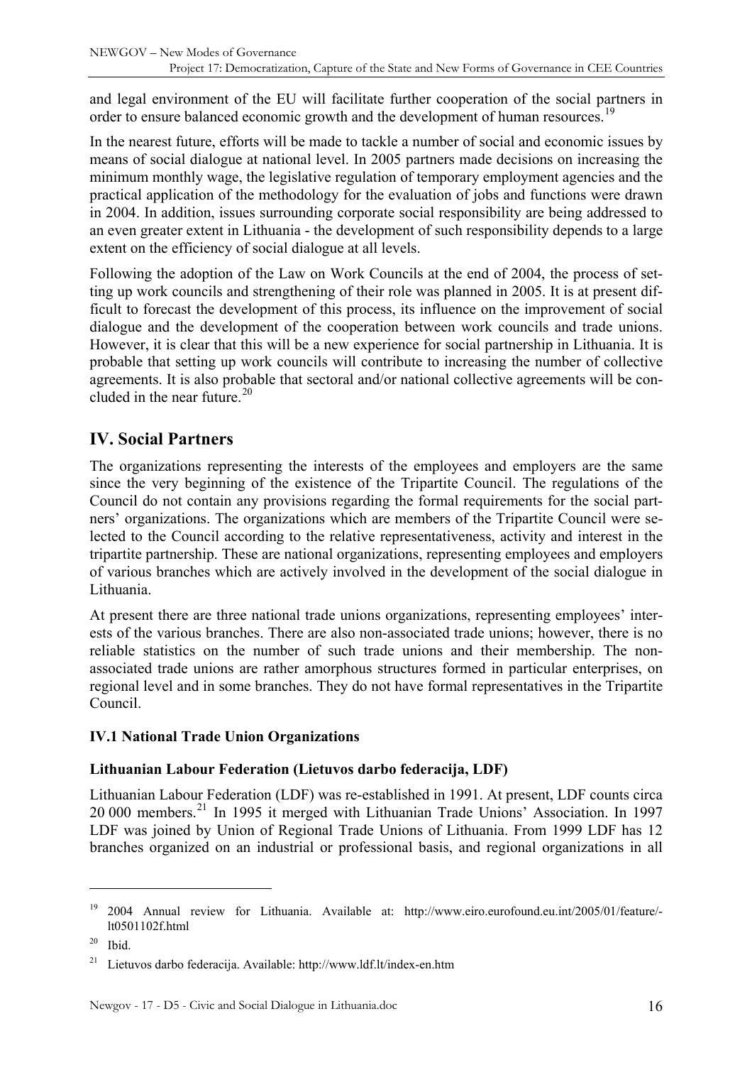and legal environment of the EU will facilitate further cooperation of the social partners in order to ensure balanced economic growth and the development of human resources.[19]

In the nearest future, efforts will be made to tackle a number of social and economic issues by means of social dialogue at national level. In 2005 partners made decisions on increasing the minimum monthly wage, the legislative regulation of temporary employment agencies and the practical application of the methodology for the evaluation of jobs and functions were drawn in 2004. In addition, issues surrounding corporate social responsibility are being addressed to an even greater extent in Lithuania - the development of such responsibility depends to a large extent on the efficiency of social dialogue at all levels.

Following the adoption of the Law on Work Councils at the end of 2004, the process of setting up work councils and strengthening of their role was planned in 2005. It is at present difficult to forecast the development of this process, its influence on the improvement of social dialogue and the development of the cooperation between work councils and trade unions. However, it is clear that this will be a new experience for social partnership in Lithuania. It is probable that setting up work councils will contribute to increasing the number of collective agreements. It is also probable that sectoral and/or national collective agreements will be concluded in the near future.[20]

## IV. Social Partners

The organizations representing the interests of the employees and employers are the same since the very beginning of the existence of the Tripartite Council. The regulations of the Council do not contain any provisions regarding the formal requirements for the social partners' organizations. The organizations which are members of the Tripartite Council were selected to the Council according to the relative representativeness, activity and interest in the tripartite partnership. These are national organizations, representing employees and employers of various branches which are actively involved in the development of the social dialogue in Lithuania.

At present there are three national trade unions organizations, representing employees' interests of the various branches. There are also non-associated trade unions; however, there is no reliable statistics on the number of such trade unions and their membership. The non-associated trade unions are rather amorphous structures formed in particular enterprises, on regional level and in some branches. They do not have formal representatives in the Tripartite Council.

### IV.1 National Trade Union Organizations

#### Lithuanian Labour Federation (Lietuvos darbo federacija, LDF)

Lithuanian Labour Federation (LDF) was re-established in 1991. At present, LDF counts circa 20 000 members.[21] In 1995 it merged with Lithuanian Trade Unions' Association. In 1997 LDF was joined by Union of Regional Trade Unions of Lithuania. From 1999 LDF has 12 branches organized on an industrial or professional basis, and regional organizations in all

---

[19] 2004 Annual review for Lithuania. Available at: http://www.eiro.eurofound.eu.int/2005/01/feature/-lt0501102f.html

[20] Ibid.

[21] Lietuvos darbo federacija. Available: http://www.ldf.lt/index-en.htm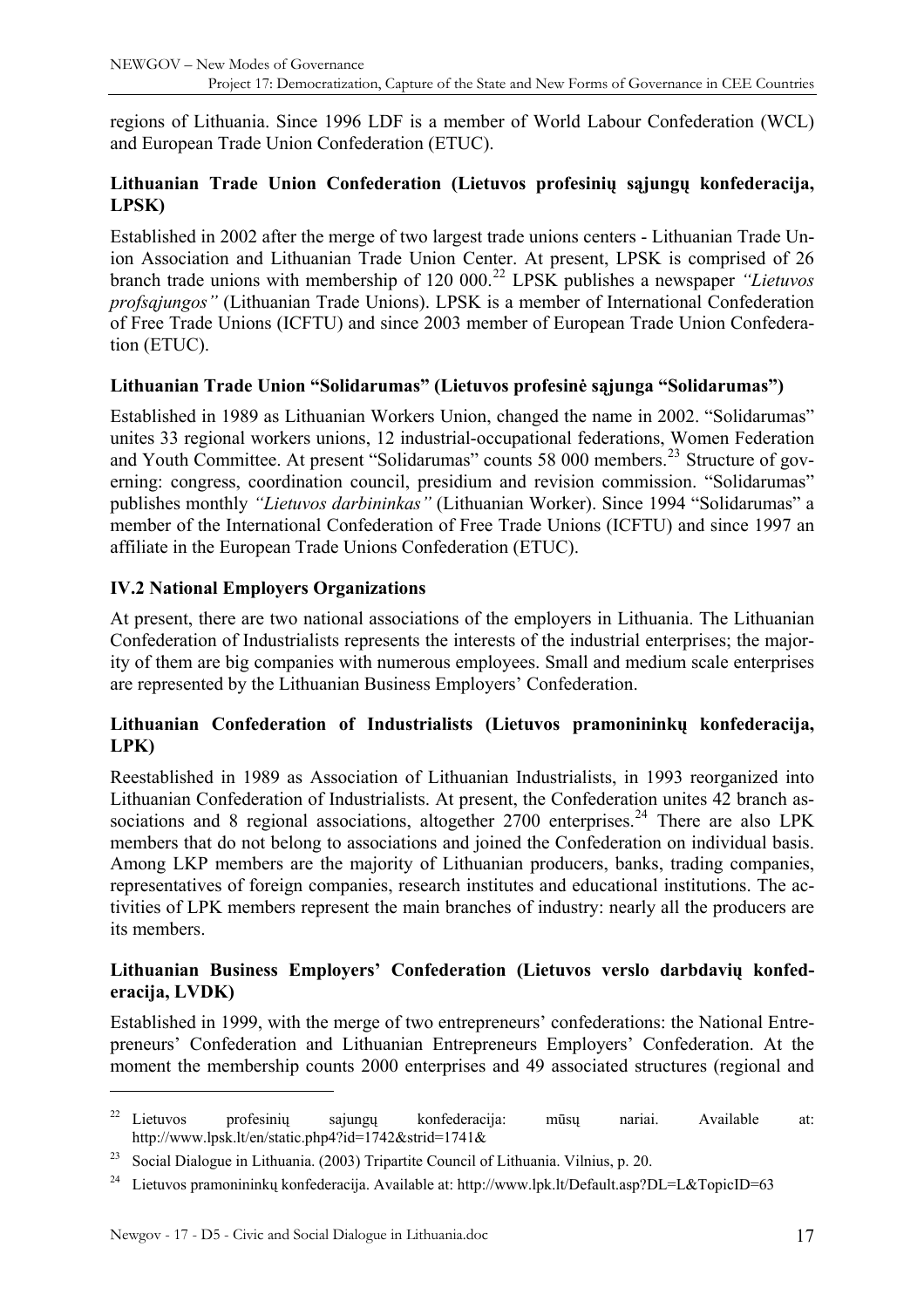regions of Lithuania. Since 1996 LDF is a member of World Labour Confederation (WCL) and European Trade Union Confederation (ETUC).

### Lithuanian Trade Union Confederation (Lietuvos profesinių sąjungų konfederacija, LPSK)

Established in 2002 after the merge of two largest trade unions centers - Lithuanian Trade Union Association and Lithuanian Trade Union Center. At present, LPSK is comprised of 26 branch trade unions with membership of 120 000.[22] LPSK publishes a newspaper *"Lietuvos profsajungos"* (Lithuanian Trade Unions). LPSK is a member of International Confederation of Free Trade Unions (ICFTU) and since 2003 member of European Trade Union Confederation (ETUC).

### Lithuanian Trade Union "Solidarumas" (Lietuvos profesinė sąjunga "Solidarumas")

Established in 1989 as Lithuanian Workers Union, changed the name in 2002. "Solidarumas" unites 33 regional workers unions, 12 industrial-occupational federations, Women Federation and Youth Committee. At present "Solidarumas" counts 58 000 members.[23] Structure of governing: congress, coordination council, presidium and revision commission. "Solidarumas" publishes monthly *"Lietuvos darbininkas"* (Lithuanian Worker). Since 1994 "Solidarumas" a member of the International Confederation of Free Trade Unions (ICFTU) and since 1997 an affiliate in the European Trade Unions Confederation (ETUC).

## IV.2 National Employers Organizations

At present, there are two national associations of the employers in Lithuania. The Lithuanian Confederation of Industrialists represents the interests of the industrial enterprises; the majority of them are big companies with numerous employees. Small and medium scale enterprises are represented by the Lithuanian Business Employers' Confederation.

### Lithuanian Confederation of Industrialists (Lietuvos pramonininkų konfederacija, LPK)

Reestablished in 1989 as Association of Lithuanian Industrialists, in 1993 reorganized into Lithuanian Confederation of Industrialists. At present, the Confederation unites 42 branch associations and 8 regional associations, altogether 2700 enterprises.[24] There are also LPK members that do not belong to associations and joined the Confederation on individual basis. Among LKP members are the majority of Lithuanian producers, banks, trading companies, representatives of foreign companies, research institutes and educational institutions. The activities of LPK members represent the main branches of industry: nearly all the producers are its members.

### Lithuanian Business Employers' Confederation (Lietuvos verslo darbdavių konfederacija, LVDK)

Established in 1999, with the merge of two entrepreneurs' confederations: the National Entrepreneurs' Confederation and Lithuanian Entrepreneurs Employers' Confederation. At the moment the membership counts 2000 enterprises and 49 associated structures (regional and

---

[22] Lietuvos profesinių sajungų konfederacija: mūsų nariai. Available at: http://www.lpsk.lt/en/static.php4?id=1742&strid=1741&

[23] Social Dialogue in Lithuania. (2003) Tripartite Council of Lithuania. Vilnius, p. 20.

[24] Lietuvos pramonininkų konfederacija. Available at: http://www.lpk.lt/Default.asp?DL=L&TopicID=63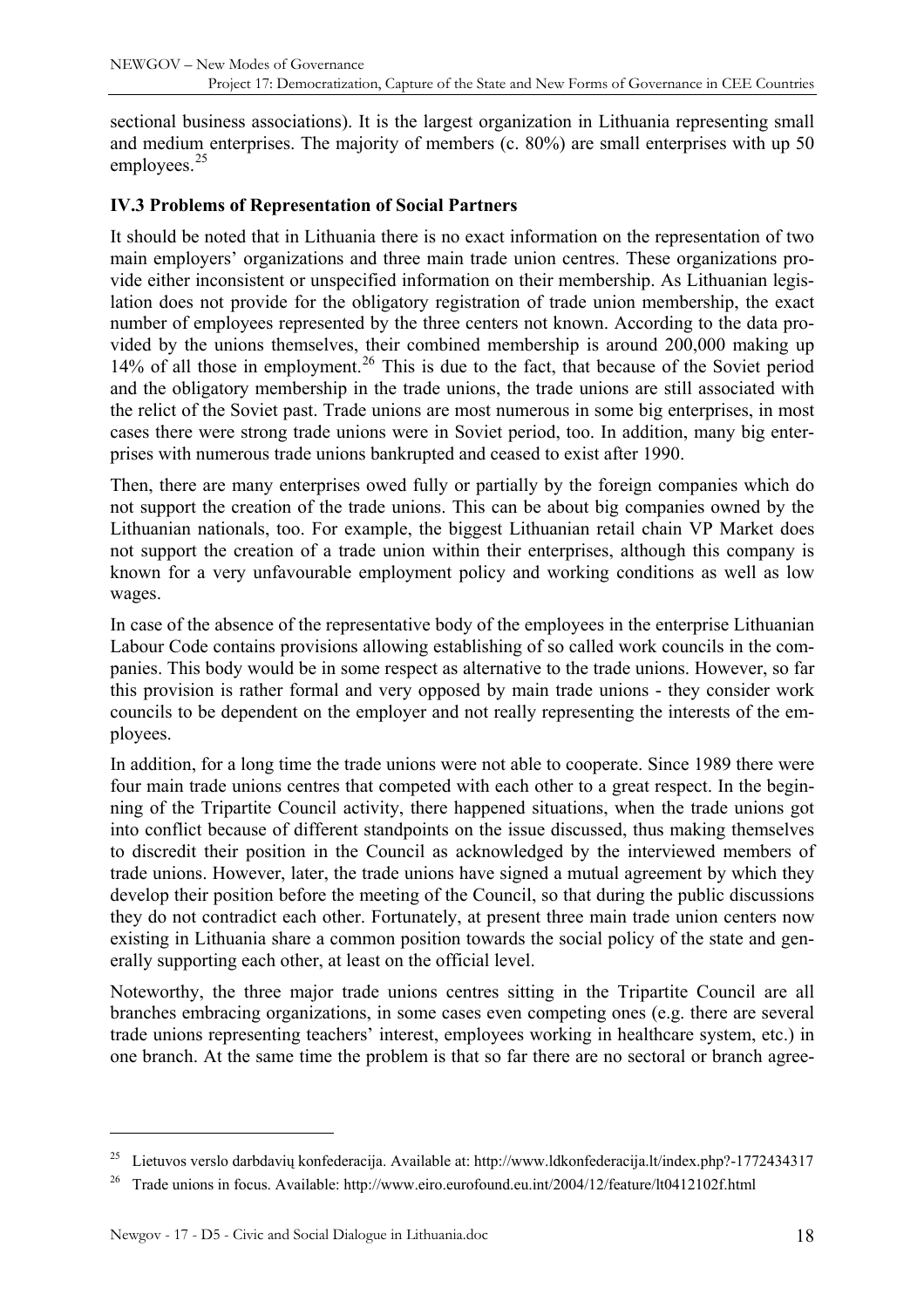sectional business associations). It is the largest organization in Lithuania representing small and medium enterprises. The majority of members (c. 80%) are small enterprises with up 50 employees.[25]

### IV.3 Problems of Representation of Social Partners

It should be noted that in Lithuania there is no exact information on the representation of two main employers' organizations and three main trade union centres. These organizations provide either inconsistent or unspecified information on their membership. As Lithuanian legislation does not provide for the obligatory registration of trade union membership, the exact number of employees represented by the three centers not known. According to the data provided by the unions themselves, their combined membership is around 200,000 making up 14% of all those in employment.[26] This is due to the fact, that because of the Soviet period and the obligatory membership in the trade unions, the trade unions are still associated with the relict of the Soviet past. Trade unions are most numerous in some big enterprises, in most cases there were strong trade unions were in Soviet period, too. In addition, many big enterprises with numerous trade unions bankrupted and ceased to exist after 1990.

Then, there are many enterprises owed fully or partially by the foreign companies which do not support the creation of the trade unions. This can be about big companies owned by the Lithuanian nationals, too. For example, the biggest Lithuanian retail chain VP Market does not support the creation of a trade union within their enterprises, although this company is known for a very unfavourable employment policy and working conditions as well as low wages.

In case of the absence of the representative body of the employees in the enterprise Lithuanian Labour Code contains provisions allowing establishing of so called work councils in the companies. This body would be in some respect as alternative to the trade unions. However, so far this provision is rather formal and very opposed by main trade unions - they consider work councils to be dependent on the employer and not really representing the interests of the employees.

In addition, for a long time the trade unions were not able to cooperate. Since 1989 there were four main trade unions centres that competed with each other to a great respect. In the beginning of the Tripartite Council activity, there happened situations, when the trade unions got into conflict because of different standpoints on the issue discussed, thus making themselves to discredit their position in the Council as acknowledged by the interviewed members of trade unions. However, later, the trade unions have signed a mutual agreement by which they develop their position before the meeting of the Council, so that during the public discussions they do not contradict each other. Fortunately, at present three main trade union centers now existing in Lithuania share a common position towards the social policy of the state and generally supporting each other, at least on the official level.

Noteworthy, the three major trade unions centres sitting in the Tripartite Council are all branches embracing organizations, in some cases even competing ones (e.g. there are several trade unions representing teachers' interest, employees working in healthcare system, etc.) in one branch. At the same time the problem is that so far there are no sectoral or branch agree-

---

[25] Lietuvos verslo darbdavių konfederacija. Available at: http://www.ldkonfederacija.lt/index.php?-1772434317

[26] Trade unions in focus. Available: http://www.eiro.eurofound.eu.int/2004/12/feature/lt0412102f.html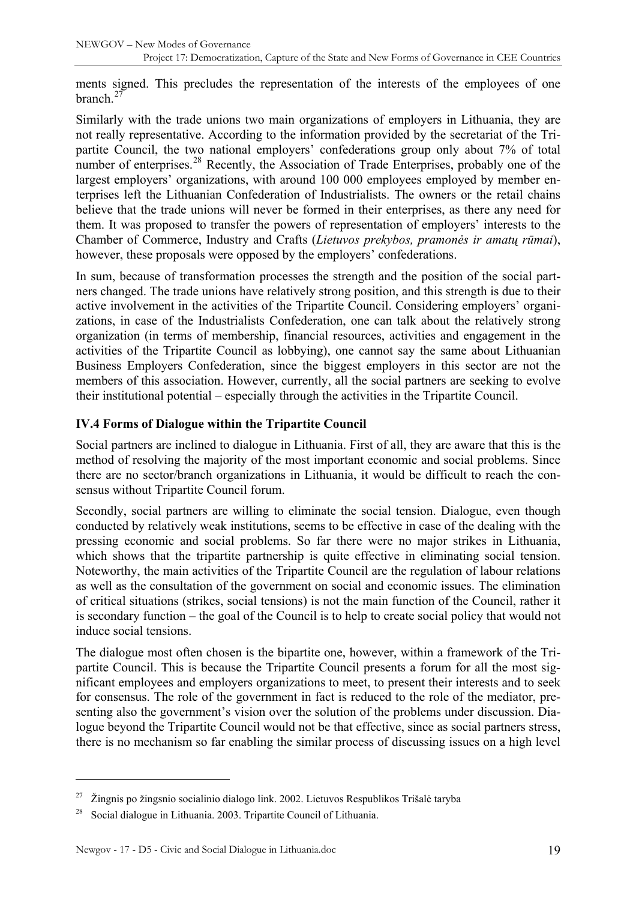ments signed. This precludes the representation of the interests of the employees of one branch.[27]

Similarly with the trade unions two main organizations of employers in Lithuania, they are not really representative. According to the information provided by the secretariat of the Tripartite Council, the two national employers' confederations group only about 7% of total number of enterprises.[28] Recently, the Association of Trade Enterprises, probably one of the largest employers' organizations, with around 100 000 employees employed by member enterprises left the Lithuanian Confederation of Industrialists. The owners or the retail chains believe that the trade unions will never be formed in their enterprises, as there any need for them. It was proposed to transfer the powers of representation of employers' interests to the Chamber of Commerce, Industry and Crafts (*Lietuvos prekybos, pramonės ir amatų rūmai*), however, these proposals were opposed by the employers' confederations.

In sum, because of transformation processes the strength and the position of the social partners changed. The trade unions have relatively strong position, and this strength is due to their active involvement in the activities of the Tripartite Council. Considering employers' organizations, in case of the Industrialists Confederation, one can talk about the relatively strong organization (in terms of membership, financial resources, activities and engagement in the activities of the Tripartite Council as lobbying), one cannot say the same about Lithuanian Business Employers Confederation, since the biggest employers in this sector are not the members of this association. However, currently, all the social partners are seeking to evolve their institutional potential – especially through the activities in the Tripartite Council.

### IV.4 Forms of Dialogue within the Tripartite Council

Social partners are inclined to dialogue in Lithuania. First of all, they are aware that this is the method of resolving the majority of the most important economic and social problems. Since there are no sector/branch organizations in Lithuania, it would be difficult to reach the consensus without Tripartite Council forum.

Secondly, social partners are willing to eliminate the social tension. Dialogue, even though conducted by relatively weak institutions, seems to be effective in case of the dealing with the pressing economic and social problems. So far there were no major strikes in Lithuania, which shows that the tripartite partnership is quite effective in eliminating social tension. Noteworthy, the main activities of the Tripartite Council are the regulation of labour relations as well as the consultation of the government on social and economic issues. The elimination of critical situations (strikes, social tensions) is not the main function of the Council, rather it is secondary function – the goal of the Council is to help to create social policy that would not induce social tensions.

The dialogue most often chosen is the bipartite one, however, within a framework of the Tripartite Council. This is because the Tripartite Council presents a forum for all the most significant employees and employers organizations to meet, to present their interests and to seek for consensus. The role of the government in fact is reduced to the role of the mediator, presenting also the government's vision over the solution of the problems under discussion. Dialogue beyond the Tripartite Council would not be that effective, since as social partners stress, there is no mechanism so far enabling the similar process of discussing issues on a high level

---

[27] Žingnis po žingsnio socialinio dialogo link. 2002. Lietuvos Respublikos Trišalė taryba

[28] Social dialogue in Lithuania. 2003. Tripartite Council of Lithuania.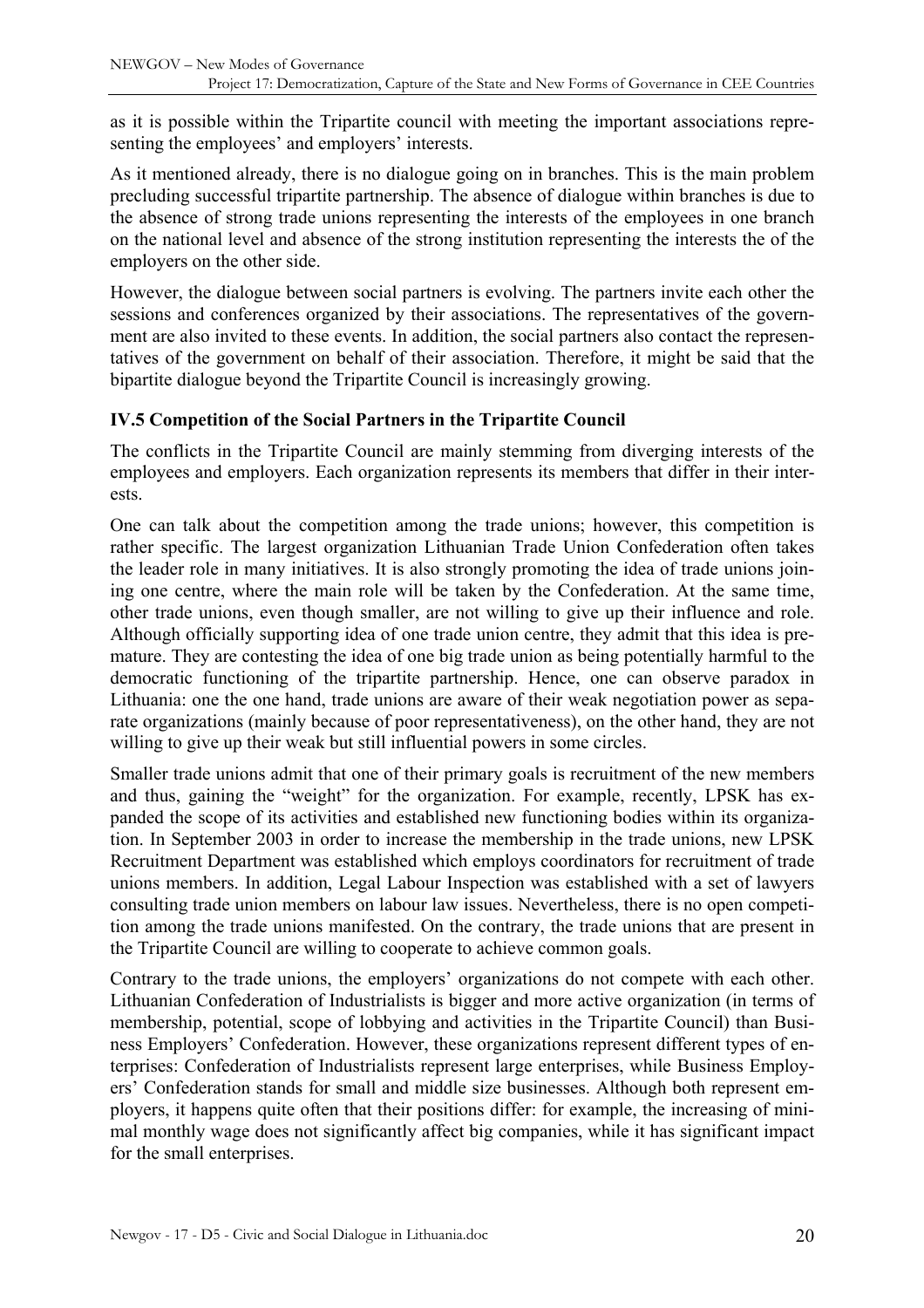as it is possible within the Tripartite council with meeting the important associations representing the employees' and employers' interests.

As it mentioned already, there is no dialogue going on in branches. This is the main problem precluding successful tripartite partnership. The absence of dialogue within branches is due to the absence of strong trade unions representing the interests of the employees in one branch on the national level and absence of the strong institution representing the interests the of the employers on the other side.

However, the dialogue between social partners is evolving. The partners invite each other the sessions and conferences organized by their associations. The representatives of the government are also invited to these events. In addition, the social partners also contact the representatives of the government on behalf of their association. Therefore, it might be said that the bipartite dialogue beyond the Tripartite Council is increasingly growing.

### IV.5 Competition of the Social Partners in the Tripartite Council

The conflicts in the Tripartite Council are mainly stemming from diverging interests of the employees and employers. Each organization represents its members that differ in their interests.

One can talk about the competition among the trade unions; however, this competition is rather specific. The largest organization Lithuanian Trade Union Confederation often takes the leader role in many initiatives. It is also strongly promoting the idea of trade unions joining one centre, where the main role will be taken by the Confederation. At the same time, other trade unions, even though smaller, are not willing to give up their influence and role. Although officially supporting idea of one trade union centre, they admit that this idea is premature. They are contesting the idea of one big trade union as being potentially harmful to the democratic functioning of the tripartite partnership. Hence, one can observe paradox in Lithuania: one the one hand, trade unions are aware of their weak negotiation power as separate organizations (mainly because of poor representativeness), on the other hand, they are not willing to give up their weak but still influential powers in some circles.

Smaller trade unions admit that one of their primary goals is recruitment of the new members and thus, gaining the "weight" for the organization. For example, recently, LPSK has expanded the scope of its activities and established new functioning bodies within its organization. In September 2003 in order to increase the membership in the trade unions, new LPSK Recruitment Department was established which employs coordinators for recruitment of trade unions members. In addition, Legal Labour Inspection was established with a set of lawyers consulting trade union members on labour law issues. Nevertheless, there is no open competition among the trade unions manifested. On the contrary, the trade unions that are present in the Tripartite Council are willing to cooperate to achieve common goals.

Contrary to the trade unions, the employers' organizations do not compete with each other. Lithuanian Confederation of Industrialists is bigger and more active organization (in terms of membership, potential, scope of lobbying and activities in the Tripartite Council) than Business Employers' Confederation. However, these organizations represent different types of enterprises: Confederation of Industrialists represent large enterprises, while Business Employers' Confederation stands for small and middle size businesses. Although both represent employers, it happens quite often that their positions differ: for example, the increasing of minimal monthly wage does not significantly affect big companies, while it has significant impact for the small enterprises.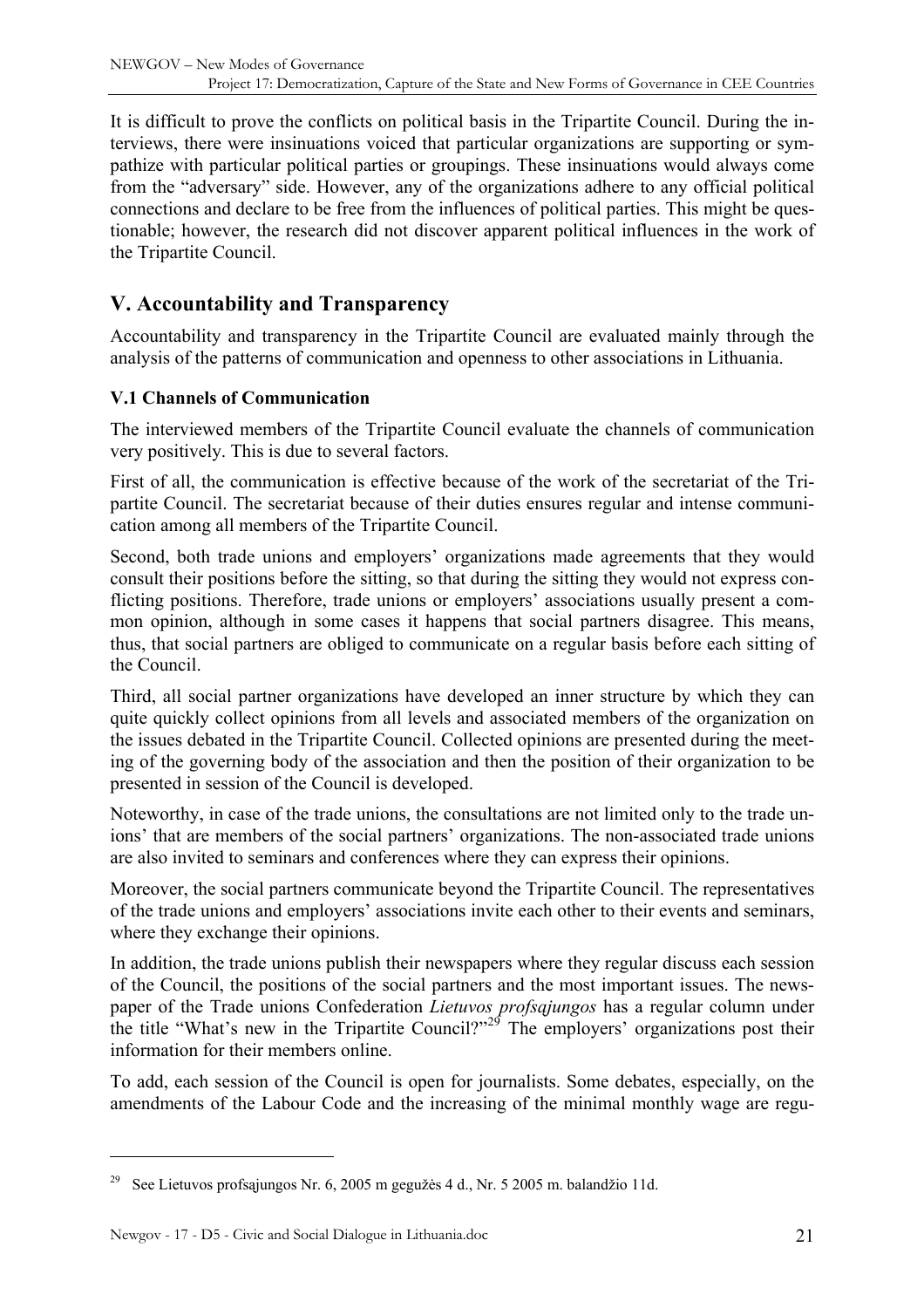It is difficult to prove the conflicts on political basis in the Tripartite Council. During the interviews, there were insinuations voiced that particular organizations are supporting or sympathize with particular political parties or groupings. These insinuations would always come from the "adversary" side. However, any of the organizations adhere to any official political connections and declare to be free from the influences of political parties. This might be questionable; however, the research did not discover apparent political influences in the work of the Tripartite Council.

## V. Accountability and Transparency

Accountability and transparency in the Tripartite Council are evaluated mainly through the analysis of the patterns of communication and openness to other associations in Lithuania.

### V.1 Channels of Communication

The interviewed members of the Tripartite Council evaluate the channels of communication very positively. This is due to several factors.

First of all, the communication is effective because of the work of the secretariat of the Tripartite Council. The secretariat because of their duties ensures regular and intense communication among all members of the Tripartite Council.

Second, both trade unions and employers' organizations made agreements that they would consult their positions before the sitting, so that during the sitting they would not express conflicting positions. Therefore, trade unions or employers' associations usually present a common opinion, although in some cases it happens that social partners disagree. This means, thus, that social partners are obliged to communicate on a regular basis before each sitting of the Council.

Third, all social partner organizations have developed an inner structure by which they can quite quickly collect opinions from all levels and associated members of the organization on the issues debated in the Tripartite Council. Collected opinions are presented during the meeting of the governing body of the association and then the position of their organization to be presented in session of the Council is developed.

Noteworthy, in case of the trade unions, the consultations are not limited only to the trade unions' that are members of the social partners' organizations. The non-associated trade unions are also invited to seminars and conferences where they can express their opinions.

Moreover, the social partners communicate beyond the Tripartite Council. The representatives of the trade unions and employers' associations invite each other to their events and seminars, where they exchange their opinions.

In addition, the trade unions publish their newspapers where they regular discuss each session of the Council, the positions of the social partners and the most important issues. The newspaper of the Trade unions Confederation *Lietuvos profsąjungos* has a regular column under the title "What's new in the Tripartite Council?"[29] The employers' organizations post their information for their members online.

To add, each session of the Council is open for journalists. Some debates, especially, on the amendments of the Labour Code and the increasing of the minimal monthly wage are regu-

[29] See Lietuvos profsąjungos Nr. 6, 2005 m gegužės 4 d., Nr. 5 2005 m. balandžio 11d.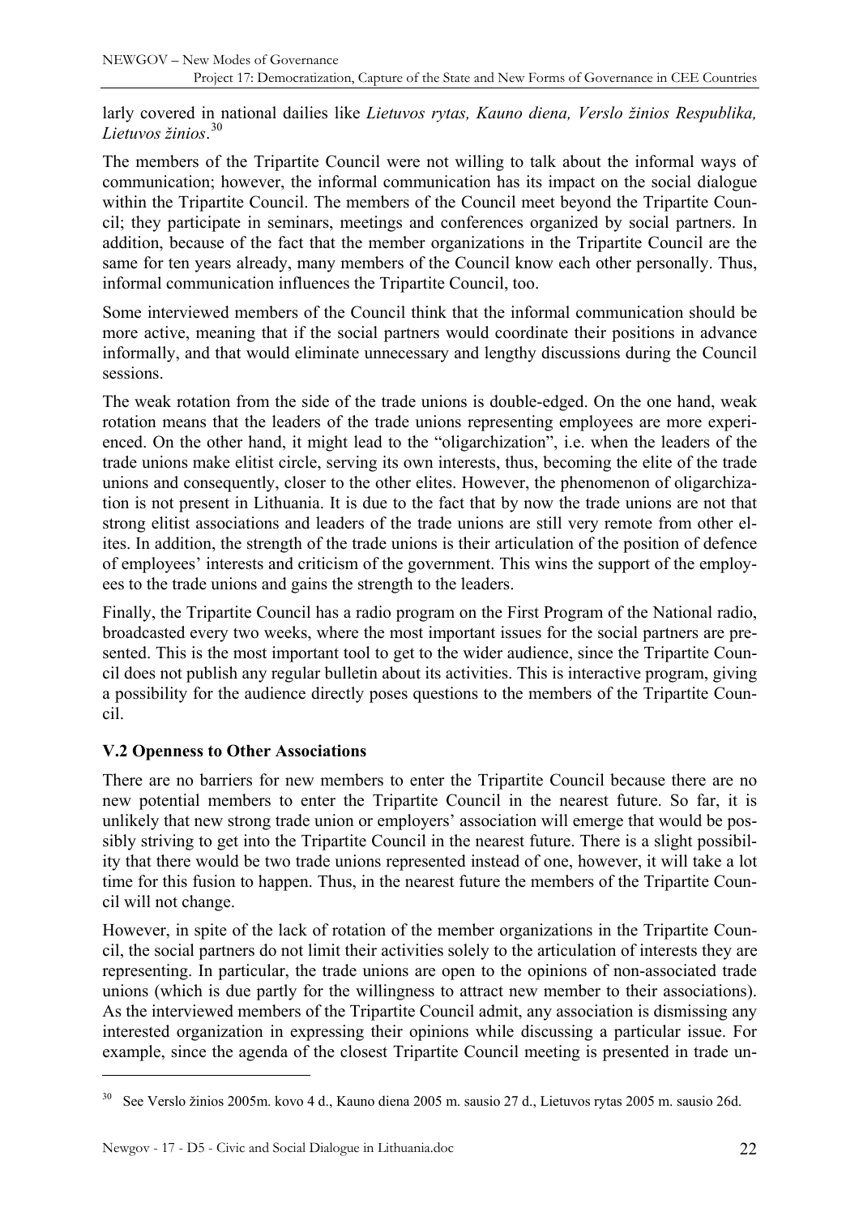larly covered in national dailies like *Lietuvos rytas, Kauno diena, Verslo žinios Respublika, Lietuvos žinios*.[30]

The members of the Tripartite Council were not willing to talk about the informal ways of communication; however, the informal communication has its impact on the social dialogue within the Tripartite Council. The members of the Council meet beyond the Tripartite Council; they participate in seminars, meetings and conferences organized by social partners. In addition, because of the fact that the member organizations in the Tripartite Council are the same for ten years already, many members of the Council know each other personally. Thus, informal communication influences the Tripartite Council, too.

Some interviewed members of the Council think that the informal communication should be more active, meaning that if the social partners would coordinate their positions in advance informally, and that would eliminate unnecessary and lengthy discussions during the Council sessions.

The weak rotation from the side of the trade unions is double-edged. On the one hand, weak rotation means that the leaders of the trade unions representing employees are more experienced. On the other hand, it might lead to the "oligarchization", i.e. when the leaders of the trade unions make elitist circle, serving its own interests, thus, becoming the elite of the trade unions and consequently, closer to the other elites. However, the phenomenon of oligarchization is not present in Lithuania. It is due to the fact that by now the trade unions are not that strong elitist associations and leaders of the trade unions are still very remote from other elites. In addition, the strength of the trade unions is their articulation of the position of defence of employees' interests and criticism of the government. This wins the support of the employees to the trade unions and gains the strength to the leaders.

Finally, the Tripartite Council has a radio program on the First Program of the National radio, broadcasted every two weeks, where the most important issues for the social partners are presented. This is the most important tool to get to the wider audience, since the Tripartite Council does not publish any regular bulletin about its activities. This is interactive program, giving a possibility for the audience directly poses questions to the members of the Tripartite Council.

### V.2 Openness to Other Associations

There are no barriers for new members to enter the Tripartite Council because there are no new potential members to enter the Tripartite Council in the nearest future. So far, it is unlikely that new strong trade union or employers' association will emerge that would be possibly striving to get into the Tripartite Council in the nearest future. There is a slight possibility that there would be two trade unions represented instead of one, however, it will take a lot time for this fusion to happen. Thus, in the nearest future the members of the Tripartite Council will not change.

However, in spite of the lack of rotation of the member organizations in the Tripartite Council, the social partners do not limit their activities solely to the articulation of interests they are representing. In particular, the trade unions are open to the opinions of non-associated trade unions (which is due partly for the willingness to attract new member to their associations). As the interviewed members of the Tripartite Council admit, any association is dismissing any interested organization in expressing their opinions while discussing a particular issue. For example, since the agenda of the closest Tripartite Council meeting is presented in trade un-

[30] See Verslo žinios 2005m. kovo 4 d., Kauno diena 2005 m. sausio 27 d., Lietuvos rytas 2005 m. sausio 26d.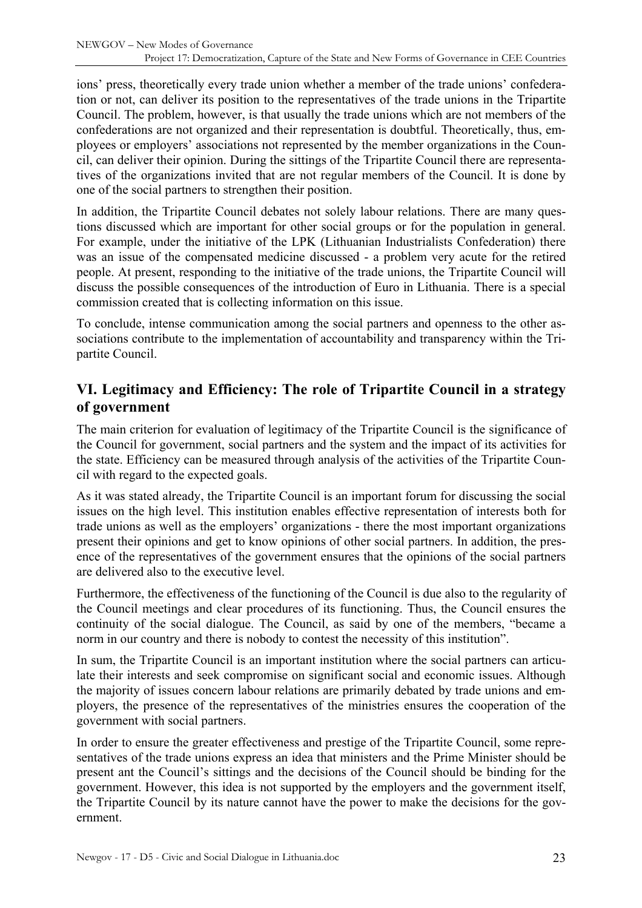ions' press, theoretically every trade union whether a member of the trade unions' confederation or not, can deliver its position to the representatives of the trade unions in the Tripartite Council. The problem, however, is that usually the trade unions which are not members of the confederations are not organized and their representation is doubtful. Theoretically, thus, employees or employers' associations not represented by the member organizations in the Council, can deliver their opinion. During the sittings of the Tripartite Council there are representatives of the organizations invited that are not regular members of the Council. It is done by one of the social partners to strengthen their position.

In addition, the Tripartite Council debates not solely labour relations. There are many questions discussed which are important for other social groups or for the population in general. For example, under the initiative of the LPK (Lithuanian Industrialists Confederation) there was an issue of the compensated medicine discussed - a problem very acute for the retired people. At present, responding to the initiative of the trade unions, the Tripartite Council will discuss the possible consequences of the introduction of Euro in Lithuania. There is a special commission created that is collecting information on this issue.

To conclude, intense communication among the social partners and openness to the other associations contribute to the implementation of accountability and transparency within the Tripartite Council.

## VI. Legitimacy and Efficiency: The role of Tripartite Council in a strategy of government

The main criterion for evaluation of legitimacy of the Tripartite Council is the significance of the Council for government, social partners and the system and the impact of its activities for the state. Efficiency can be measured through analysis of the activities of the Tripartite Council with regard to the expected goals.

As it was stated already, the Tripartite Council is an important forum for discussing the social issues on the high level. This institution enables effective representation of interests both for trade unions as well as the employers' organizations - there the most important organizations present their opinions and get to know opinions of other social partners. In addition, the presence of the representatives of the government ensures that the opinions of the social partners are delivered also to the executive level.

Furthermore, the effectiveness of the functioning of the Council is due also to the regularity of the Council meetings and clear procedures of its functioning. Thus, the Council ensures the continuity of the social dialogue. The Council, as said by one of the members, "became a norm in our country and there is nobody to contest the necessity of this institution".

In sum, the Tripartite Council is an important institution where the social partners can articulate their interests and seek compromise on significant social and economic issues. Although the majority of issues concern labour relations are primarily debated by trade unions and employers, the presence of the representatives of the ministries ensures the cooperation of the government with social partners.

In order to ensure the greater effectiveness and prestige of the Tripartite Council, some representatives of the trade unions express an idea that ministers and the Prime Minister should be present ant the Council's sittings and the decisions of the Council should be binding for the government. However, this idea is not supported by the employers and the government itself, the Tripartite Council by its nature cannot have the power to make the decisions for the government.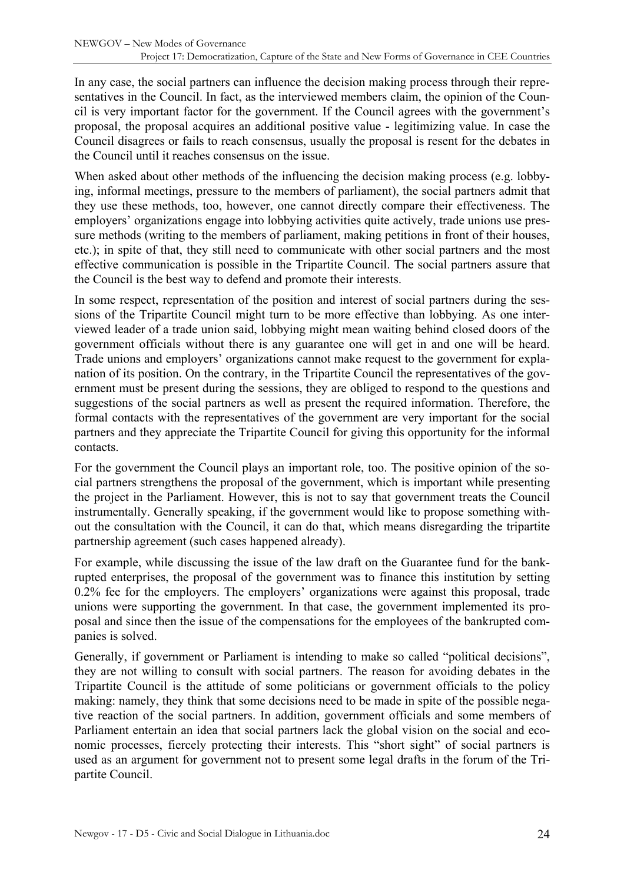In any case, the social partners can influence the decision making process through their representatives in the Council. In fact, as the interviewed members claim, the opinion of the Council is very important factor for the government. If the Council agrees with the government's proposal, the proposal acquires an additional positive value - legitimizing value. In case the Council disagrees or fails to reach consensus, usually the proposal is resent for the debates in the Council until it reaches consensus on the issue.

When asked about other methods of the influencing the decision making process (e.g. lobbying, informal meetings, pressure to the members of parliament), the social partners admit that they use these methods, too, however, one cannot directly compare their effectiveness. The employers' organizations engage into lobbying activities quite actively, trade unions use pressure methods (writing to the members of parliament, making petitions in front of their houses, etc.); in spite of that, they still need to communicate with other social partners and the most effective communication is possible in the Tripartite Council. The social partners assure that the Council is the best way to defend and promote their interests.

In some respect, representation of the position and interest of social partners during the sessions of the Tripartite Council might turn to be more effective than lobbying. As one interviewed leader of a trade union said, lobbying might mean waiting behind closed doors of the government officials without there is any guarantee one will get in and one will be heard. Trade unions and employers' organizations cannot make request to the government for explanation of its position. On the contrary, in the Tripartite Council the representatives of the government must be present during the sessions, they are obliged to respond to the questions and suggestions of the social partners as well as present the required information. Therefore, the formal contacts with the representatives of the government are very important for the social partners and they appreciate the Tripartite Council for giving this opportunity for the informal contacts.

For the government the Council plays an important role, too. The positive opinion of the social partners strengthens the proposal of the government, which is important while presenting the project in the Parliament. However, this is not to say that government treats the Council instrumentally. Generally speaking, if the government would like to propose something without the consultation with the Council, it can do that, which means disregarding the tripartite partnership agreement (such cases happened already).

For example, while discussing the issue of the law draft on the Guarantee fund for the bankrupted enterprises, the proposal of the government was to finance this institution by setting 0.2% fee for the employers. The employers' organizations were against this proposal, trade unions were supporting the government. In that case, the government implemented its proposal and since then the issue of the compensations for the employees of the bankrupted companies is solved.

Generally, if government or Parliament is intending to make so called "political decisions", they are not willing to consult with social partners. The reason for avoiding debates in the Tripartite Council is the attitude of some politicians or government officials to the policy making: namely, they think that some decisions need to be made in spite of the possible negative reaction of the social partners. In addition, government officials and some members of Parliament entertain an idea that social partners lack the global vision on the social and economic processes, fiercely protecting their interests. This "short sight" of social partners is used as an argument for government not to present some legal drafts in the forum of the Tripartite Council.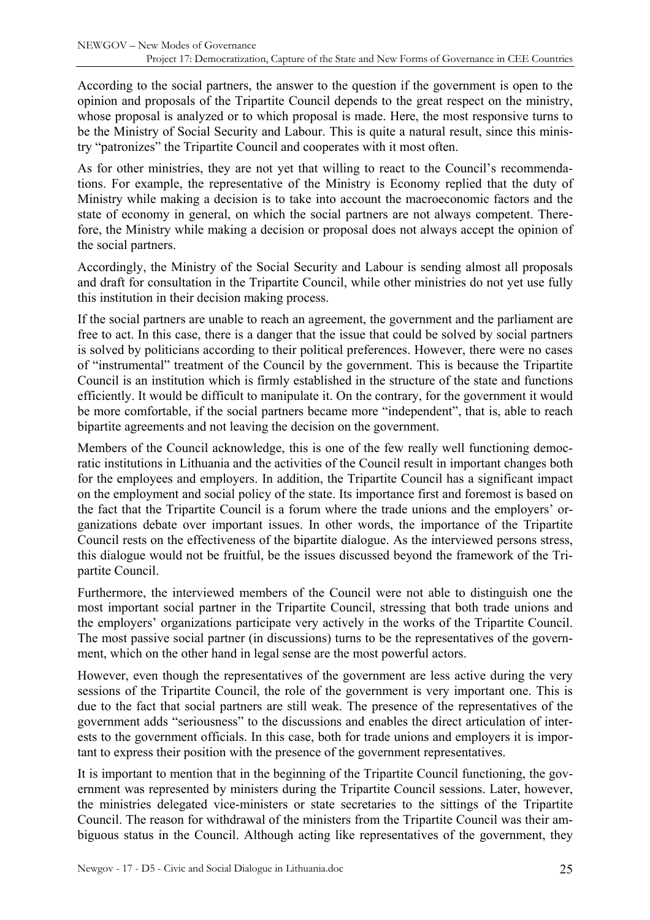According to the social partners, the answer to the question if the government is open to the opinion and proposals of the Tripartite Council depends to the great respect on the ministry, whose proposal is analyzed or to which proposal is made. Here, the most responsive turns to be the Ministry of Social Security and Labour. This is quite a natural result, since this ministry "patronizes" the Tripartite Council and cooperates with it most often.

As for other ministries, they are not yet that willing to react to the Council's recommendations. For example, the representative of the Ministry is Economy replied that the duty of Ministry while making a decision is to take into account the macroeconomic factors and the state of economy in general, on which the social partners are not always competent. Therefore, the Ministry while making a decision or proposal does not always accept the opinion of the social partners.

Accordingly, the Ministry of the Social Security and Labour is sending almost all proposals and draft for consultation in the Tripartite Council, while other ministries do not yet use fully this institution in their decision making process.

If the social partners are unable to reach an agreement, the government and the parliament are free to act. In this case, there is a danger that the issue that could be solved by social partners is solved by politicians according to their political preferences. However, there were no cases of "instrumental" treatment of the Council by the government. This is because the Tripartite Council is an institution which is firmly established in the structure of the state and functions efficiently. It would be difficult to manipulate it. On the contrary, for the government it would be more comfortable, if the social partners became more "independent", that is, able to reach bipartite agreements and not leaving the decision on the government.

Members of the Council acknowledge, this is one of the few really well functioning democratic institutions in Lithuania and the activities of the Council result in important changes both for the employees and employers. In addition, the Tripartite Council has a significant impact on the employment and social policy of the state. Its importance first and foremost is based on the fact that the Tripartite Council is a forum where the trade unions and the employers' organizations debate over important issues. In other words, the importance of the Tripartite Council rests on the effectiveness of the bipartite dialogue. As the interviewed persons stress, this dialogue would not be fruitful, be the issues discussed beyond the framework of the Tripartite Council.

Furthermore, the interviewed members of the Council were not able to distinguish one the most important social partner in the Tripartite Council, stressing that both trade unions and the employers' organizations participate very actively in the works of the Tripartite Council. The most passive social partner (in discussions) turns to be the representatives of the government, which on the other hand in legal sense are the most powerful actors.

However, even though the representatives of the government are less active during the very sessions of the Tripartite Council, the role of the government is very important one. This is due to the fact that social partners are still weak. The presence of the representatives of the government adds "seriousness" to the discussions and enables the direct articulation of interests to the government officials. In this case, both for trade unions and employers it is important to express their position with the presence of the government representatives.

It is important to mention that in the beginning of the Tripartite Council functioning, the government was represented by ministers during the Tripartite Council sessions. Later, however, the ministries delegated vice-ministers or state secretaries to the sittings of the Tripartite Council. The reason for withdrawal of the ministers from the Tripartite Council was their ambiguous status in the Council. Although acting like representatives of the government, they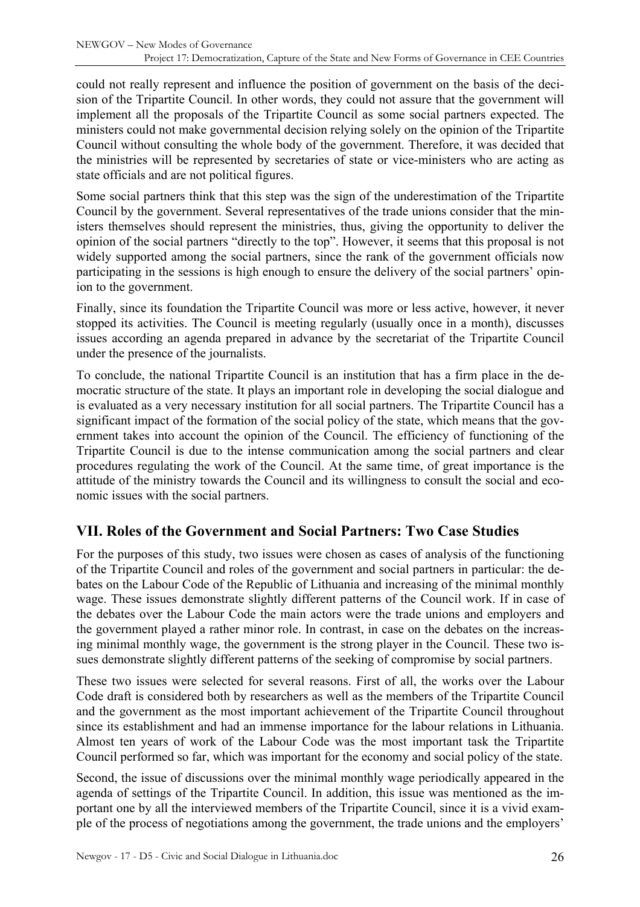could not really represent and influence the position of government on the basis of the decision of the Tripartite Council. In other words, they could not assure that the government will implement all the proposals of the Tripartite Council as some social partners expected. The ministers could not make governmental decision relying solely on the opinion of the Tripartite Council without consulting the whole body of the government. Therefore, it was decided that the ministries will be represented by secretaries of state or vice-ministers who are acting as state officials and are not political figures.

Some social partners think that this step was the sign of the underestimation of the Tripartite Council by the government. Several representatives of the trade unions consider that the ministers themselves should represent the ministries, thus, giving the opportunity to deliver the opinion of the social partners "directly to the top". However, it seems that this proposal is not widely supported among the social partners, since the rank of the government officials now participating in the sessions is high enough to ensure the delivery of the social partners' opinion to the government.

Finally, since its foundation the Tripartite Council was more or less active, however, it never stopped its activities. The Council is meeting regularly (usually once in a month), discusses issues according an agenda prepared in advance by the secretariat of the Tripartite Council under the presence of the journalists.

To conclude, the national Tripartite Council is an institution that has a firm place in the democratic structure of the state. It plays an important role in developing the social dialogue and is evaluated as a very necessary institution for all social partners. The Tripartite Council has a significant impact of the formation of the social policy of the state, which means that the government takes into account the opinion of the Council. The efficiency of functioning of the Tripartite Council is due to the intense communication among the social partners and clear procedures regulating the work of the Council. At the same time, of great importance is the attitude of the ministry towards the Council and its willingness to consult the social and economic issues with the social partners.

## VII. Roles of the Government and Social Partners: Two Case Studies

For the purposes of this study, two issues were chosen as cases of analysis of the functioning of the Tripartite Council and roles of the government and social partners in particular: the debates on the Labour Code of the Republic of Lithuania and increasing of the minimal monthly wage. These issues demonstrate slightly different patterns of the Council work. If in case of the debates over the Labour Code the main actors were the trade unions and employers and the government played a rather minor role. In contrast, in case on the debates on the increasing minimal monthly wage, the government is the strong player in the Council. These two issues demonstrate slightly different patterns of the seeking of compromise by social partners.

These two issues were selected for several reasons. First of all, the works over the Labour Code draft is considered both by researchers as well as the members of the Tripartite Council and the government as the most important achievement of the Tripartite Council throughout since its establishment and had an immense importance for the labour relations in Lithuania. Almost ten years of work of the Labour Code was the most important task the Tripartite Council performed so far, which was important for the economy and social policy of the state.

Second, the issue of discussions over the minimal monthly wage periodically appeared in the agenda of settings of the Tripartite Council. In addition, this issue was mentioned as the important one by all the interviewed members of the Tripartite Council, since it is a vivid example of the process of negotiations among the government, the trade unions and the employers'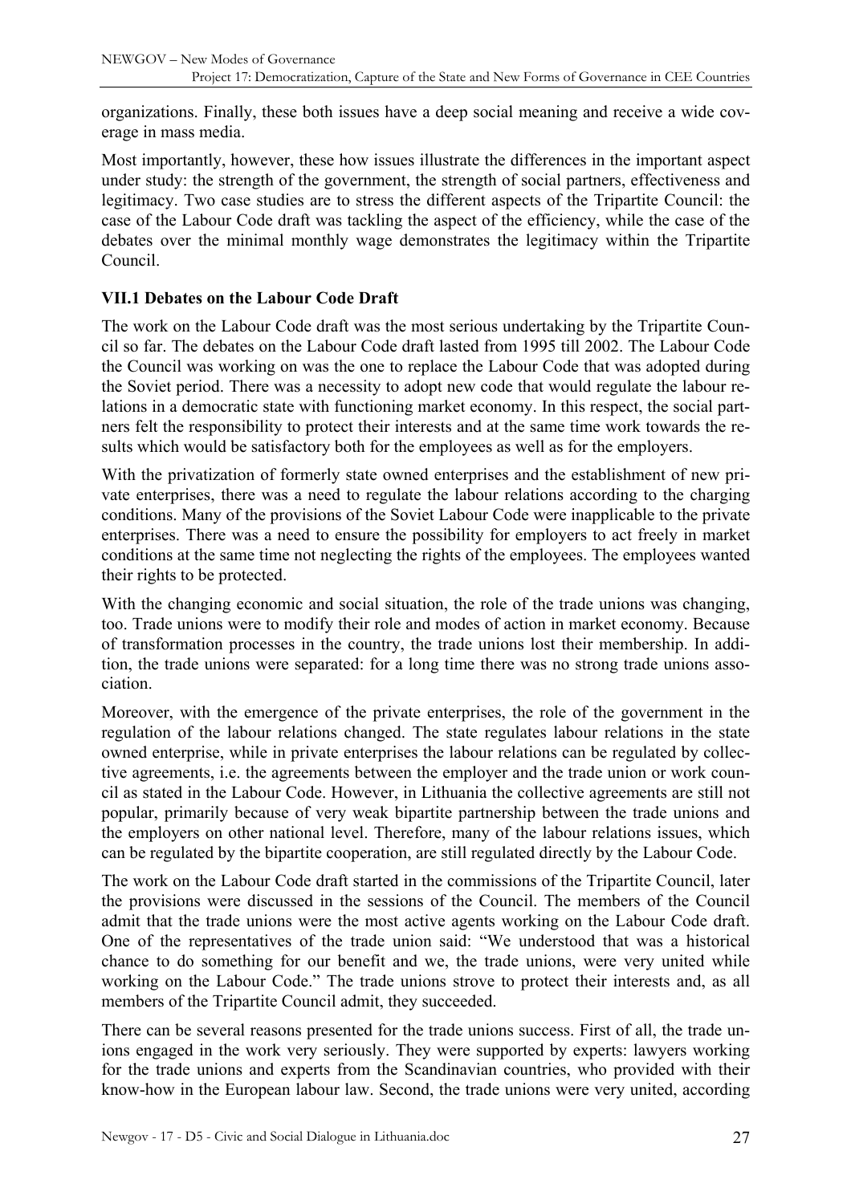organizations. Finally, these both issues have a deep social meaning and receive a wide coverage in mass media.

Most importantly, however, these how issues illustrate the differences in the important aspect under study: the strength of the government, the strength of social partners, effectiveness and legitimacy. Two case studies are to stress the different aspects of the Tripartite Council: the case of the Labour Code draft was tackling the aspect of the efficiency, while the case of the debates over the minimal monthly wage demonstrates the legitimacy within the Tripartite Council.

### VII.1 Debates on the Labour Code Draft

The work on the Labour Code draft was the most serious undertaking by the Tripartite Council so far. The debates on the Labour Code draft lasted from 1995 till 2002. The Labour Code the Council was working on was the one to replace the Labour Code that was adopted during the Soviet period. There was a necessity to adopt new code that would regulate the labour relations in a democratic state with functioning market economy. In this respect, the social partners felt the responsibility to protect their interests and at the same time work towards the results which would be satisfactory both for the employees as well as for the employers.

With the privatization of formerly state owned enterprises and the establishment of new private enterprises, there was a need to regulate the labour relations according to the charging conditions. Many of the provisions of the Soviet Labour Code were inapplicable to the private enterprises. There was a need to ensure the possibility for employers to act freely in market conditions at the same time not neglecting the rights of the employees. The employees wanted their rights to be protected.

With the changing economic and social situation, the role of the trade unions was changing, too. Trade unions were to modify their role and modes of action in market economy. Because of transformation processes in the country, the trade unions lost their membership. In addition, the trade unions were separated: for a long time there was no strong trade unions association.

Moreover, with the emergence of the private enterprises, the role of the government in the regulation of the labour relations changed. The state regulates labour relations in the state owned enterprise, while in private enterprises the labour relations can be regulated by collective agreements, i.e. the agreements between the employer and the trade union or work council as stated in the Labour Code. However, in Lithuania the collective agreements are still not popular, primarily because of very weak bipartite partnership between the trade unions and the employers on other national level. Therefore, many of the labour relations issues, which can be regulated by the bipartite cooperation, are still regulated directly by the Labour Code.

The work on the Labour Code draft started in the commissions of the Tripartite Council, later the provisions were discussed in the sessions of the Council. The members of the Council admit that the trade unions were the most active agents working on the Labour Code draft. One of the representatives of the trade union said: "We understood that was a historical chance to do something for our benefit and we, the trade unions, were very united while working on the Labour Code." The trade unions strove to protect their interests and, as all members of the Tripartite Council admit, they succeeded.

There can be several reasons presented for the trade unions success. First of all, the trade unions engaged in the work very seriously. They were supported by experts: lawyers working for the trade unions and experts from the Scandinavian countries, who provided with their know-how in the European labour law. Second, the trade unions were very united, according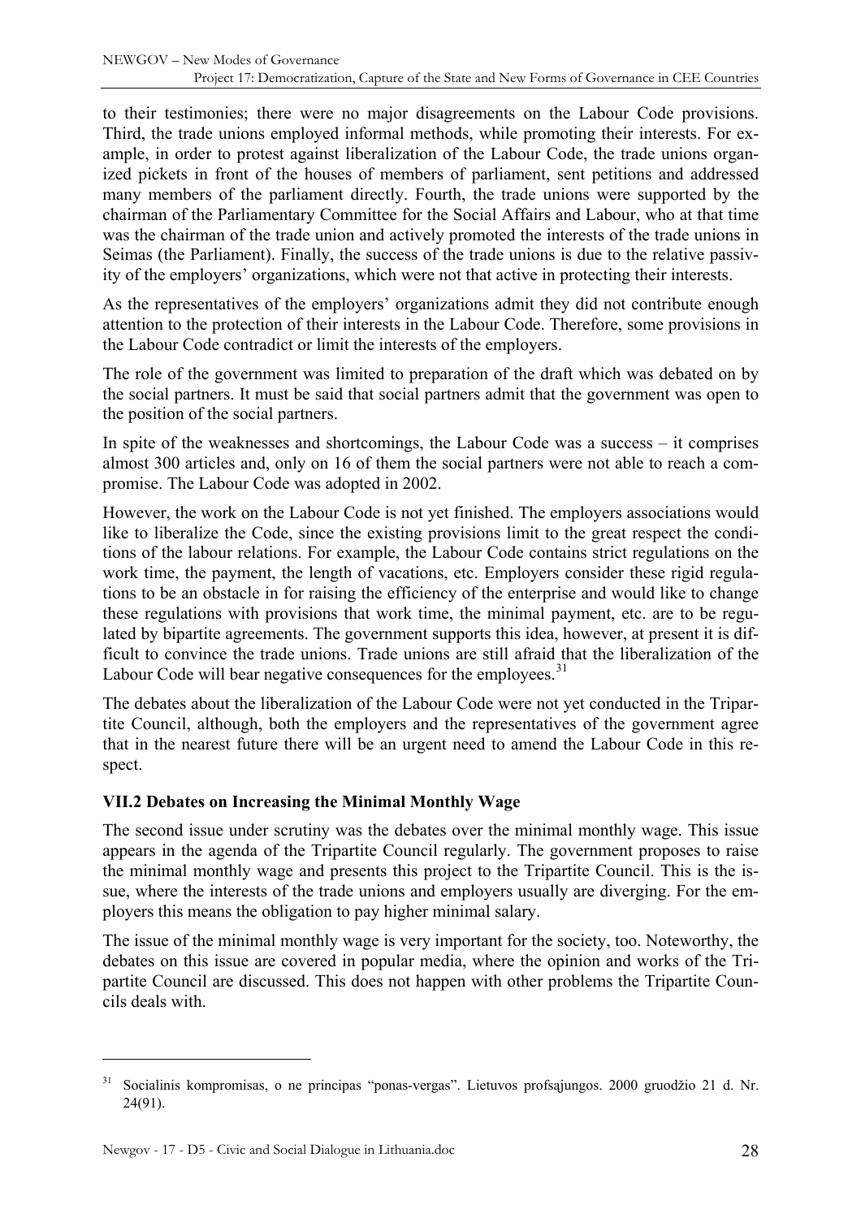to their testimonies; there were no major disagreements on the Labour Code provisions. Third, the trade unions employed informal methods, while promoting their interests. For example, in order to protest against liberalization of the Labour Code, the trade unions organized pickets in front of the houses of members of parliament, sent petitions and addressed many members of the parliament directly. Fourth, the trade unions were supported by the chairman of the Parliamentary Committee for the Social Affairs and Labour, who at that time was the chairman of the trade union and actively promoted the interests of the trade unions in Seimas (the Parliament). Finally, the success of the trade unions is due to the relative passivity of the employers' organizations, which were not that active in protecting their interests.

As the representatives of the employers' organizations admit they did not contribute enough attention to the protection of their interests in the Labour Code. Therefore, some provisions in the Labour Code contradict or limit the interests of the employers.

The role of the government was limited to preparation of the draft which was debated on by the social partners. It must be said that social partners admit that the government was open to the position of the social partners.

In spite of the weaknesses and shortcomings, the Labour Code was a success – it comprises almost 300 articles and, only on 16 of them the social partners were not able to reach a compromise. The Labour Code was adopted in 2002.

However, the work on the Labour Code is not yet finished. The employers associations would like to liberalize the Code, since the existing provisions limit to the great respect the conditions of the labour relations. For example, the Labour Code contains strict regulations on the work time, the payment, the length of vacations, etc. Employers consider these rigid regulations to be an obstacle in for raising the efficiency of the enterprise and would like to change these regulations with provisions that work time, the minimal payment, etc. are to be regulated by bipartite agreements. The government supports this idea, however, at present it is difficult to convince the trade unions. Trade unions are still afraid that the liberalization of the Labour Code will bear negative consequences for the employees.[31]

The debates about the liberalization of the Labour Code were not yet conducted in the Tripartite Council, although, both the employers and the representatives of the government agree that in the nearest future there will be an urgent need to amend the Labour Code in this respect.

### VII.2 Debates on Increasing the Minimal Monthly Wage

The second issue under scrutiny was the debates over the minimal monthly wage. This issue appears in the agenda of the Tripartite Council regularly. The government proposes to raise the minimal monthly wage and presents this project to the Tripartite Council. This is the issue, where the interests of the trade unions and employers usually are diverging. For the employers this means the obligation to pay higher minimal salary.

The issue of the minimal monthly wage is very important for the society, too. Noteworthy, the debates on this issue are covered in popular media, where the opinion and works of the Tripartite Council are discussed. This does not happen with other problems the Tripartite Councils deals with.

---

[31] Socialinis kompromisas, o ne principas "ponas-vergas". Lietuvos profsąjungos. 2000 gruodžio 21 d. Nr. 24(91).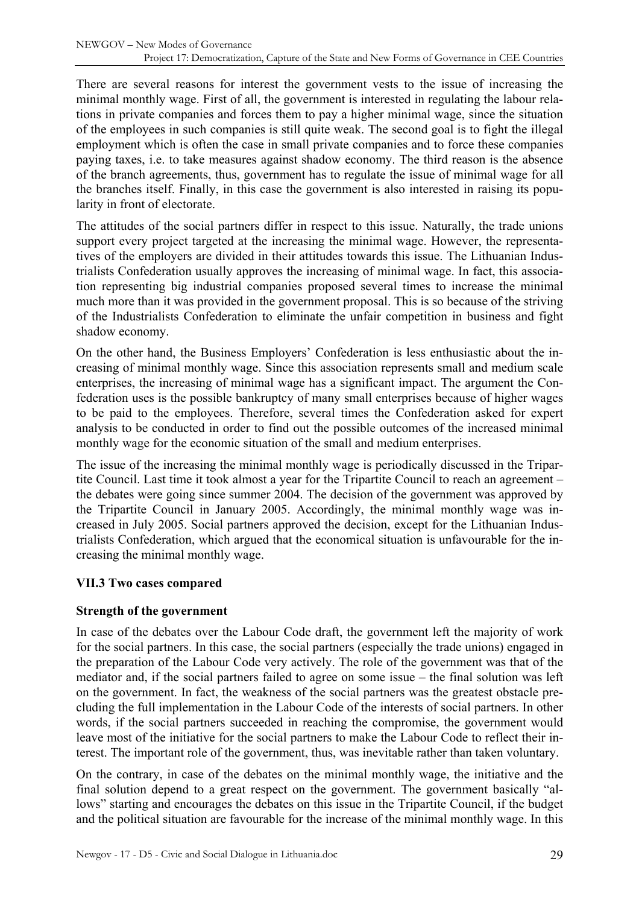There are several reasons for interest the government vests to the issue of increasing the minimal monthly wage. First of all, the government is interested in regulating the labour relations in private companies and forces them to pay a higher minimal wage, since the situation of the employees in such companies is still quite weak. The second goal is to fight the illegal employment which is often the case in small private companies and to force these companies paying taxes, i.e. to take measures against shadow economy. The third reason is the absence of the branch agreements, thus, government has to regulate the issue of minimal wage for all the branches itself. Finally, in this case the government is also interested in raising its popularity in front of electorate.

The attitudes of the social partners differ in respect to this issue. Naturally, the trade unions support every project targeted at the increasing the minimal wage. However, the representatives of the employers are divided in their attitudes towards this issue. The Lithuanian Industrialists Confederation usually approves the increasing of minimal wage. In fact, this association representing big industrial companies proposed several times to increase the minimal much more than it was provided in the government proposal. This is so because of the striving of the Industrialists Confederation to eliminate the unfair competition in business and fight shadow economy.

On the other hand, the Business Employers' Confederation is less enthusiastic about the increasing of minimal monthly wage. Since this association represents small and medium scale enterprises, the increasing of minimal wage has a significant impact. The argument the Confederation uses is the possible bankruptcy of many small enterprises because of higher wages to be paid to the employees. Therefore, several times the Confederation asked for expert analysis to be conducted in order to find out the possible outcomes of the increased minimal monthly wage for the economic situation of the small and medium enterprises.

The issue of the increasing the minimal monthly wage is periodically discussed in the Tripartite Council. Last time it took almost a year for the Tripartite Council to reach an agreement – the debates were going since summer 2004. The decision of the government was approved by the Tripartite Council in January 2005. Accordingly, the minimal monthly wage was increased in July 2005. Social partners approved the decision, except for the Lithuanian Industrialists Confederation, which argued that the economical situation is unfavourable for the increasing the minimal monthly wage.

### VII.3 Two cases compared

**Strength of the government**

In case of the debates over the Labour Code draft, the government left the majority of work for the social partners. In this case, the social partners (especially the trade unions) engaged in the preparation of the Labour Code very actively. The role of the government was that of the mediator and, if the social partners failed to agree on some issue – the final solution was left on the government. In fact, the weakness of the social partners was the greatest obstacle precluding the full implementation in the Labour Code of the interests of social partners. In other words, if the social partners succeeded in reaching the compromise, the government would leave most of the initiative for the social partners to make the Labour Code to reflect their interest. The important role of the government, thus, was inevitable rather than taken voluntary.

On the contrary, in case of the debates on the minimal monthly wage, the initiative and the final solution depend to a great respect on the government. The government basically "allows" starting and encourages the debates on this issue in the Tripartite Council, if the budget and the political situation are favourable for the increase of the minimal monthly wage. In this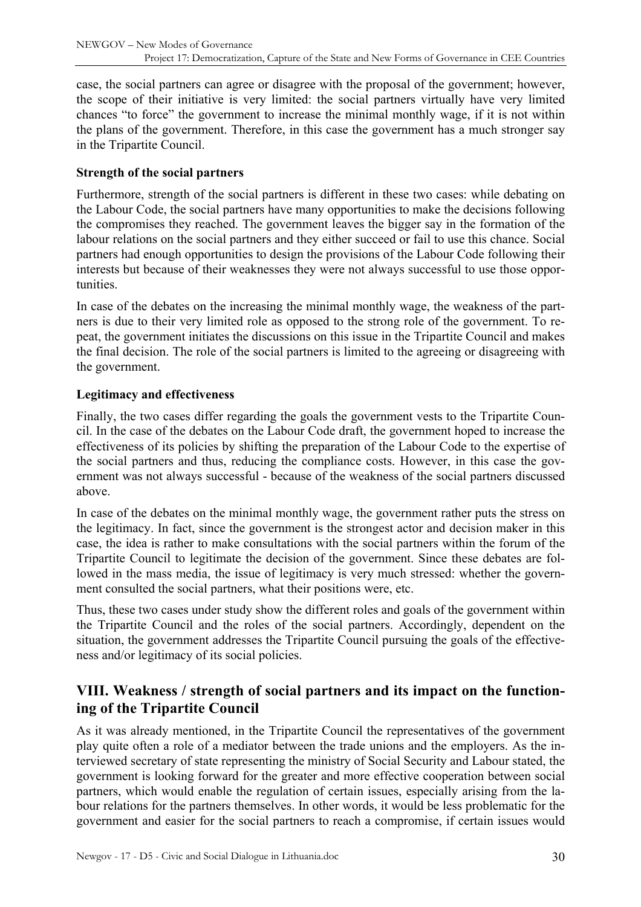case, the social partners can agree or disagree with the proposal of the government; however, the scope of their initiative is very limited: the social partners virtually have very limited chances "to force" the government to increase the minimal monthly wage, if it is not within the plans of the government. Therefore, in this case the government has a much stronger say in the Tripartite Council.

**Strength of the social partners**

Furthermore, strength of the social partners is different in these two cases: while debating on the Labour Code, the social partners have many opportunities to make the decisions following the compromises they reached. The government leaves the bigger say in the formation of the labour relations on the social partners and they either succeed or fail to use this chance. Social partners had enough opportunities to design the provisions of the Labour Code following their interests but because of their weaknesses they were not always successful to use those opportunities.

In case of the debates on the increasing the minimal monthly wage, the weakness of the partners is due to their very limited role as opposed to the strong role of the government. To repeat, the government initiates the discussions on this issue in the Tripartite Council and makes the final decision. The role of the social partners is limited to the agreeing or disagreeing with the government.

**Legitimacy and effectiveness**

Finally, the two cases differ regarding the goals the government vests to the Tripartite Council. In the case of the debates on the Labour Code draft, the government hoped to increase the effectiveness of its policies by shifting the preparation of the Labour Code to the expertise of the social partners and thus, reducing the compliance costs. However, in this case the government was not always successful - because of the weakness of the social partners discussed above.

In case of the debates on the minimal monthly wage, the government rather puts the stress on the legitimacy. In fact, since the government is the strongest actor and decision maker in this case, the idea is rather to make consultations with the social partners within the forum of the Tripartite Council to legitimate the decision of the government. Since these debates are followed in the mass media, the issue of legitimacy is very much stressed: whether the government consulted the social partners, what their positions were, etc.

Thus, these two cases under study show the different roles and goals of the government within the Tripartite Council and the roles of the social partners. Accordingly, dependent on the situation, the government addresses the Tripartite Council pursuing the goals of the effectiveness and/or legitimacy of its social policies.

## VIII. Weakness / strength of social partners and its impact on the functioning of the Tripartite Council

As it was already mentioned, in the Tripartite Council the representatives of the government play quite often a role of a mediator between the trade unions and the employers. As the interviewed secretary of state representing the ministry of Social Security and Labour stated, the government is looking forward for the greater and more effective cooperation between social partners, which would enable the regulation of certain issues, especially arising from the labour relations for the partners themselves. In other words, it would be less problematic for the government and easier for the social partners to reach a compromise, if certain issues would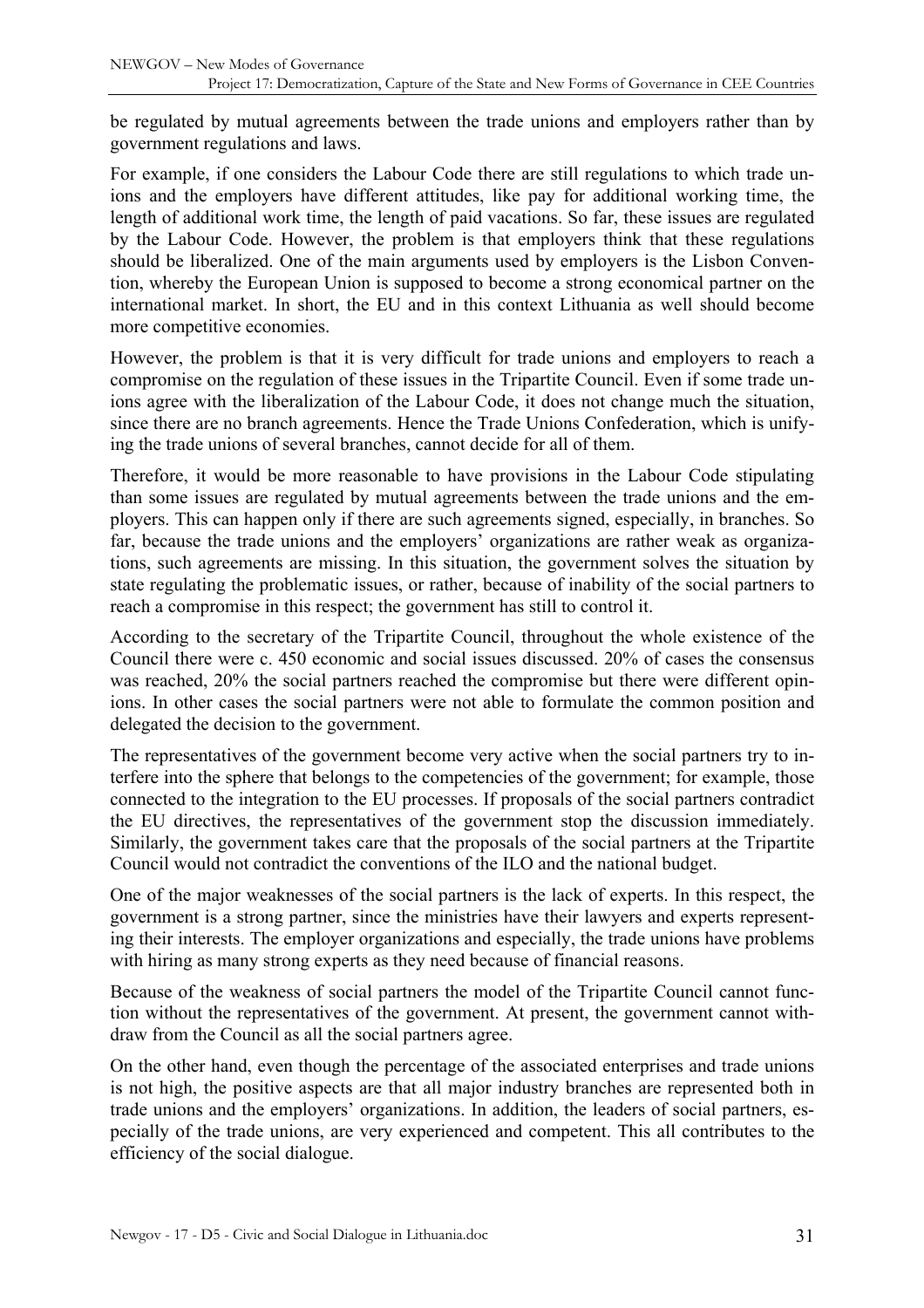be regulated by mutual agreements between the trade unions and employers rather than by government regulations and laws.

For example, if one considers the Labour Code there are still regulations to which trade unions and the employers have different attitudes, like pay for additional working time, the length of additional work time, the length of paid vacations. So far, these issues are regulated by the Labour Code. However, the problem is that employers think that these regulations should be liberalized. One of the main arguments used by employers is the Lisbon Convention, whereby the European Union is supposed to become a strong economical partner on the international market. In short, the EU and in this context Lithuania as well should become more competitive economies.

However, the problem is that it is very difficult for trade unions and employers to reach a compromise on the regulation of these issues in the Tripartite Council. Even if some trade unions agree with the liberalization of the Labour Code, it does not change much the situation, since there are no branch agreements. Hence the Trade Unions Confederation, which is unifying the trade unions of several branches, cannot decide for all of them.

Therefore, it would be more reasonable to have provisions in the Labour Code stipulating than some issues are regulated by mutual agreements between the trade unions and the employers. This can happen only if there are such agreements signed, especially, in branches. So far, because the trade unions and the employers' organizations are rather weak as organizations, such agreements are missing. In this situation, the government solves the situation by state regulating the problematic issues, or rather, because of inability of the social partners to reach a compromise in this respect; the government has still to control it.

According to the secretary of the Tripartite Council, throughout the whole existence of the Council there were c. 450 economic and social issues discussed. 20% of cases the consensus was reached, 20% the social partners reached the compromise but there were different opinions. In other cases the social partners were not able to formulate the common position and delegated the decision to the government.

The representatives of the government become very active when the social partners try to interfere into the sphere that belongs to the competencies of the government; for example, those connected to the integration to the EU processes. If proposals of the social partners contradict the EU directives, the representatives of the government stop the discussion immediately. Similarly, the government takes care that the proposals of the social partners at the Tripartite Council would not contradict the conventions of the ILO and the national budget.

One of the major weaknesses of the social partners is the lack of experts. In this respect, the government is a strong partner, since the ministries have their lawyers and experts representing their interests. The employer organizations and especially, the trade unions have problems with hiring as many strong experts as they need because of financial reasons.

Because of the weakness of social partners the model of the Tripartite Council cannot function without the representatives of the government. At present, the government cannot withdraw from the Council as all the social partners agree.

On the other hand, even though the percentage of the associated enterprises and trade unions is not high, the positive aspects are that all major industry branches are represented both in trade unions and the employers' organizations. In addition, the leaders of social partners, especially of the trade unions, are very experienced and competent. This all contributes to the efficiency of the social dialogue.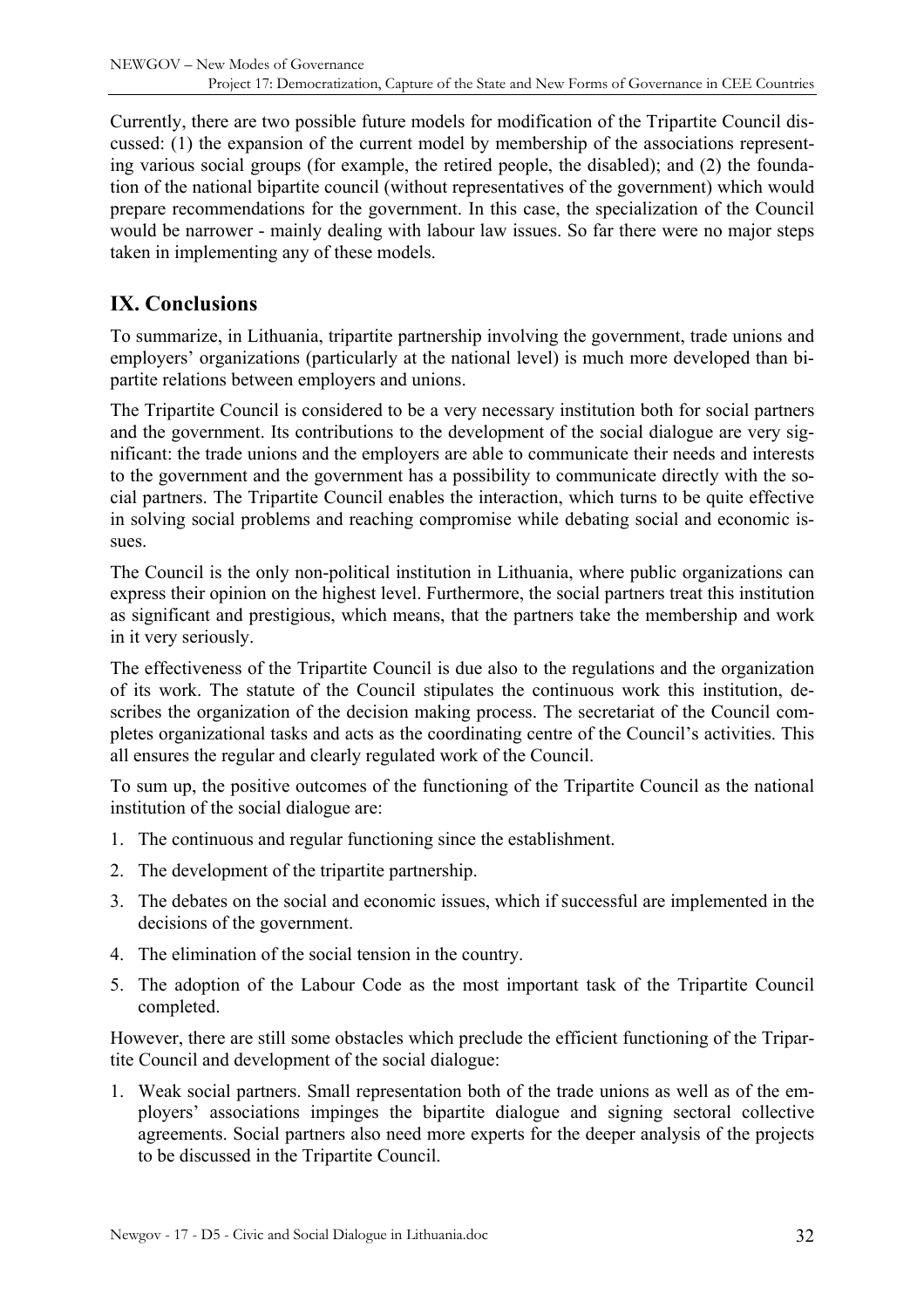Currently, there are two possible future models for modification of the Tripartite Council discussed: (1) the expansion of the current model by membership of the associations representing various social groups (for example, the retired people, the disabled); and (2) the foundation of the national bipartite council (without representatives of the government) which would prepare recommendations for the government. In this case, the specialization of the Council would be narrower - mainly dealing with labour law issues. So far there were no major steps taken in implementing any of these models.

## IX. Conclusions

To summarize, in Lithuania, tripartite partnership involving the government, trade unions and employers' organizations (particularly at the national level) is much more developed than bipartite relations between employers and unions.

The Tripartite Council is considered to be a very necessary institution both for social partners and the government. Its contributions to the development of the social dialogue are very significant: the trade unions and the employers are able to communicate their needs and interests to the government and the government has a possibility to communicate directly with the social partners. The Tripartite Council enables the interaction, which turns to be quite effective in solving social problems and reaching compromise while debating social and economic issues.

The Council is the only non-political institution in Lithuania, where public organizations can express their opinion on the highest level. Furthermore, the social partners treat this institution as significant and prestigious, which means, that the partners take the membership and work in it very seriously.

The effectiveness of the Tripartite Council is due also to the regulations and the organization of its work. The statute of the Council stipulates the continuous work this institution, describes the organization of the decision making process. The secretariat of the Council completes organizational tasks and acts as the coordinating centre of the Council's activities. This all ensures the regular and clearly regulated work of the Council.

To sum up, the positive outcomes of the functioning of the Tripartite Council as the national institution of the social dialogue are:

1. The continuous and regular functioning since the establishment.
2. The development of the tripartite partnership.
3. The debates on the social and economic issues, which if successful are implemented in the decisions of the government.
4. The elimination of the social tension in the country.
5. The adoption of the Labour Code as the most important task of the Tripartite Council completed.

However, there are still some obstacles which preclude the efficient functioning of the Tripartite Council and development of the social dialogue:

1. Weak social partners. Small representation both of the trade unions as well as of the employers' associations impinges the bipartite dialogue and signing sectoral collective agreements. Social partners also need more experts for the deeper analysis of the projects to be discussed in the Tripartite Council.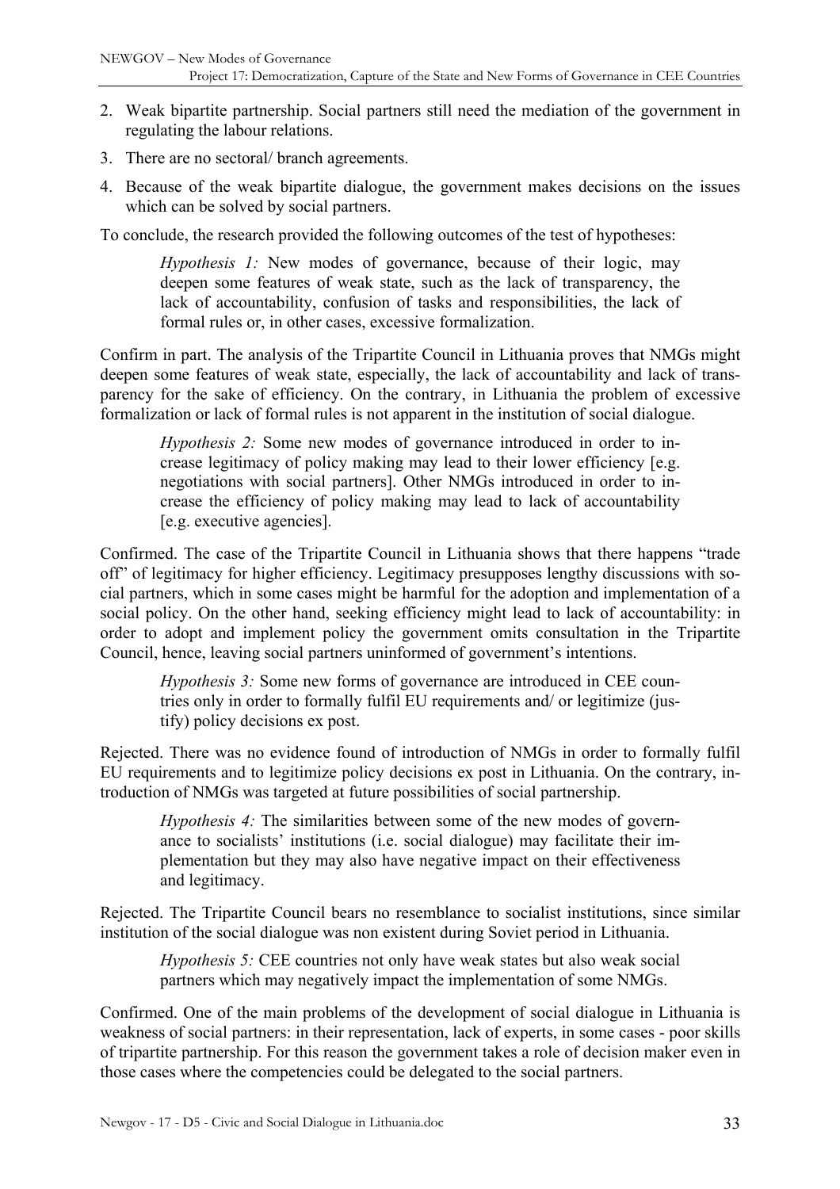2. Weak bipartite partnership. Social partners still need the mediation of the government in regulating the labour relations.
3. There are no sectoral/ branch agreements.
4. Because of the weak bipartite dialogue, the government makes decisions on the issues which can be solved by social partners.

To conclude, the research provided the following outcomes of the test of hypotheses:

> *Hypothesis 1:* New modes of governance, because of their logic, may deepen some features of weak state, such as the lack of transparency, the lack of accountability, confusion of tasks and responsibilities, the lack of formal rules or, in other cases, excessive formalization.

Confirm in part. The analysis of the Tripartite Council in Lithuania proves that NMGs might deepen some features of weak state, especially, the lack of accountability and lack of transparency for the sake of efficiency. On the contrary, in Lithuania the problem of excessive formalization or lack of formal rules is not apparent in the institution of social dialogue.

> *Hypothesis 2:* Some new modes of governance introduced in order to increase legitimacy of policy making may lead to their lower efficiency [e.g. negotiations with social partners]. Other NMGs introduced in order to increase the efficiency of policy making may lead to lack of accountability [e.g. executive agencies].

Confirmed. The case of the Tripartite Council in Lithuania shows that there happens "trade off" of legitimacy for higher efficiency. Legitimacy presupposes lengthy discussions with social partners, which in some cases might be harmful for the adoption and implementation of a social policy. On the other hand, seeking efficiency might lead to lack of accountability: in order to adopt and implement policy the government omits consultation in the Tripartite Council, hence, leaving social partners uninformed of government's intentions.

> *Hypothesis 3:* Some new forms of governance are introduced in CEE countries only in order to formally fulfil EU requirements and/ or legitimize (justify) policy decisions ex post.

Rejected. There was no evidence found of introduction of NMGs in order to formally fulfil EU requirements and to legitimize policy decisions ex post in Lithuania. On the contrary, introduction of NMGs was targeted at future possibilities of social partnership.

> *Hypothesis 4:* The similarities between some of the new modes of governance to socialists' institutions (i.e. social dialogue) may facilitate their implementation but they may also have negative impact on their effectiveness and legitimacy.

Rejected. The Tripartite Council bears no resemblance to socialist institutions, since similar institution of the social dialogue was non existent during Soviet period in Lithuania.

> *Hypothesis 5:* CEE countries not only have weak states but also weak social partners which may negatively impact the implementation of some NMGs.

Confirmed. One of the main problems of the development of social dialogue in Lithuania is weakness of social partners: in their representation, lack of experts, in some cases - poor skills of tripartite partnership. For this reason the government takes a role of decision maker even in those cases where the competencies could be delegated to the social partners.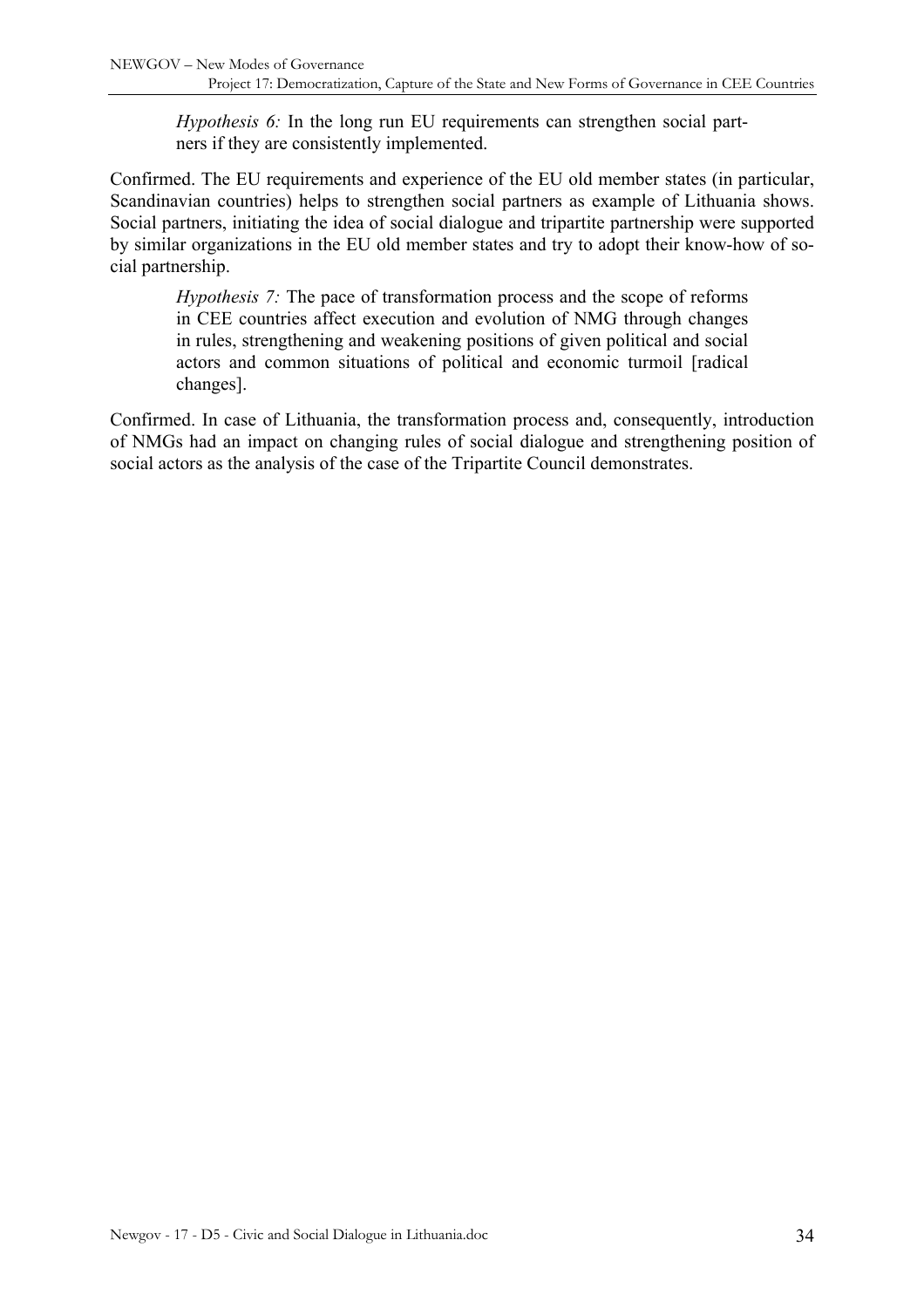> *Hypothesis 6:* In the long run EU requirements can strengthen social partners if they are consistently implemented.

Confirmed. The EU requirements and experience of the EU old member states (in particular, Scandinavian countries) helps to strengthen social partners as example of Lithuania shows. Social partners, initiating the idea of social dialogue and tripartite partnership were supported by similar organizations in the EU old member states and try to adopt their know-how of social partnership.

> *Hypothesis 7:* The pace of transformation process and the scope of reforms in CEE countries affect execution and evolution of NMG through changes in rules, strengthening and weakening positions of given political and social actors and common situations of political and economic turmoil [radical changes].

Confirmed. In case of Lithuania, the transformation process and, consequently, introduction of NMGs had an impact on changing rules of social dialogue and strengthening position of social actors as the analysis of the case of the Tripartite Council demonstrates.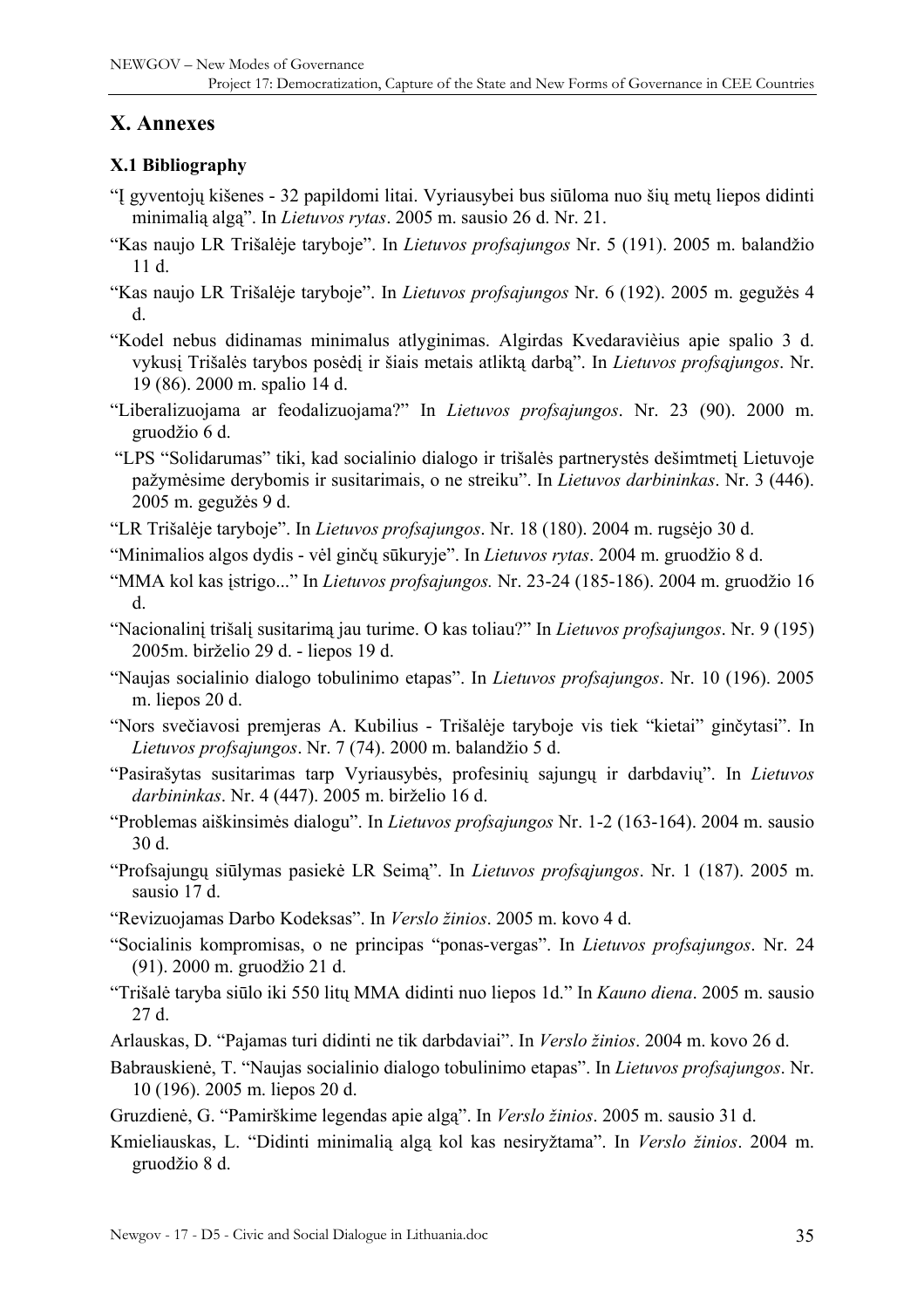# X. Annexes

## X.1 Bibliography

"Į gyventojų kišenes - 32 papildomi litai. Vyriausybei bus siūloma nuo šių metų liepos didinti minimalią algą". In *Lietuvos rytas*. 2005 m. sausio 26 d. Nr. 21.

"Kas naujo LR Trišalėje taryboje". In *Lietuvos profsajungos* Nr. 5 (191). 2005 m. balandžio 11 d.

"Kas naujo LR Trišalėje taryboje". In *Lietuvos profsajungos* Nr. 6 (192). 2005 m. gegužės 4 d.

"Kodel nebus didinamas minimalus atlyginimas. Algirdas Kvedaravièius apie spalio 3 d. vykusį Trišalės tarybos posėdį ir šiais metais atliktą darbą". In *Lietuvos profsąjungos*. Nr. 19 (86). 2000 m. spalio 14 d.

"Liberalizuojama ar feodalizuojama?" In *Lietuvos profsajungos*. Nr. 23 (90). 2000 m. gruodžio 6 d.

"LPS "Solidarumas" tiki, kad socialinio dialogo ir trišalės partnerystės dešimtmetį Lietuvoje pažymėsime derybomis ir susitarimais, o ne streiku". In *Lietuvos darbininkas*. Nr. 3 (446). 2005 m. gegužės 9 d.

"LR Trišalėje taryboje". In *Lietuvos profsajungos*. Nr. 18 (180). 2004 m. rugsėjo 30 d.

"Minimalios algos dydis - vėl ginčų sūkuryje". In *Lietuvos rytas*. 2004 m. gruodžio 8 d.

"MMA kol kas įstrigo..." In *Lietuvos profsajungos.* Nr. 23-24 (185-186). 2004 m. gruodžio 16 d.

"Nacionalinį trišalį susitarimą jau turime. O kas toliau?" In *Lietuvos profsajungos*. Nr. 9 (195) 2005m. birželio 29 d. - liepos 19 d.

"Naujas socialinio dialogo tobulinimo etapas". In *Lietuvos profsajungos*. Nr. 10 (196). 2005 m. liepos 20 d.

"Nors svečiavosi premjeras A. Kubilius - Trišalėje taryboje vis tiek "kietai" ginčytasi". In *Lietuvos profsajungos*. Nr. 7 (74). 2000 m. balandžio 5 d.

"Pasirašytas susitarimas tarp Vyriausybės, profesinių sajungų ir darbdavių". In *Lietuvos darbininkas*. Nr. 4 (447). 2005 m. birželio 16 d.

"Problemas aiškinsimės dialogu". In *Lietuvos profsajungos* Nr. 1-2 (163-164). 2004 m. sausio 30 d.

"Profsajungų siūlymas pasiekė LR Seimą". In *Lietuvos profsajungos*. Nr. 1 (187). 2005 m. sausio 17 d.

"Revizuojamas Darbo Kodeksas". In *Verslo žinios*. 2005 m. kovo 4 d.

"Socialinis kompromisas, o ne principas "ponas-vergas". In *Lietuvos profsajungos*. Nr. 24 (91). 2000 m. gruodžio 21 d.

"Trišalė taryba siūlo iki 550 litų MMA didinti nuo liepos 1d." In *Kauno diena*. 2005 m. sausio 27 d.

Arlauskas, D. "Pajamas turi didinti ne tik darbdaviai". In *Verslo žinios*. 2004 m. kovo 26 d.

Babrauskienė, T. "Naujas socialinio dialogo tobulinimo etapas". In *Lietuvos profsajungos*. Nr. 10 (196). 2005 m. liepos 20 d.

Gruzdienė, G. "Pamirškime legendas apie algą". In *Verslo žinios*. 2005 m. sausio 31 d.

Kmieliauskas, L. "Didinti minimalią algą kol kas nesiryžtama". In *Verslo žinios*. 2004 m. gruodžio 8 d.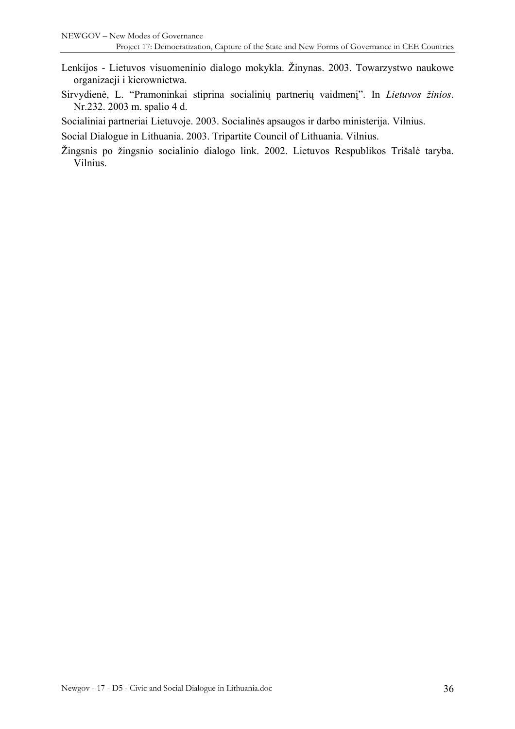Lenkijos - Lietuvos visuomeninio dialogo mokykla. Žinynas. 2003. Towarzystwo naukowe organizacji i kierownictwa.

Sirvydienė, L. "Pramoninkai stiprina socialinių partnerių vaidmenį". In *Lietuvos žinios*. Nr.232. 2003 m. spalio 4 d.

Socialiniai partneriai Lietuvoje. 2003. Socialinės apsaugos ir darbo ministerija. Vilnius.

Social Dialogue in Lithuania. 2003. Tripartite Council of Lithuania. Vilnius.

Žingsnis po žingsnio socialinio dialogo link. 2002. Lietuvos Respublikos Trišalė taryba. Vilnius.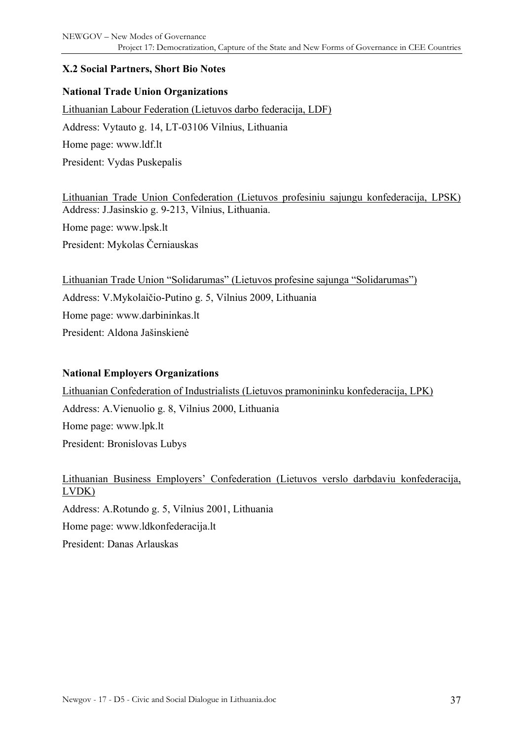### X.2 Social Partners, Short Bio Notes

**National Trade Union Organizations**

Lithuanian Labour Federation (Lietuvos darbo federacija, LDF)

Address: Vytauto g. 14, LT-03106 Vilnius, Lithuania

Home page: www.ldf.lt

President: Vydas Puskepalis

Lithuanian Trade Union Confederation (Lietuvos profesiniu sajungu konfederacija, LPSK)

Address: J.Jasinskio g. 9-213, Vilnius, Lithuania.

Home page: www.lpsk.lt

President: Mykolas Černiauskas

Lithuanian Trade Union "Solidarumas" (Lietuvos profesine sajunga "Solidarumas")

Address: V.Mykolaičio-Putino g. 5, Vilnius 2009, Lithuania

Home page: www.darbininkas.lt

President: Aldona Jašinskienė

**National Employers Organizations**

Lithuanian Confederation of Industrialists (Lietuvos pramonininku konfederacija, LPK)

Address: A.Vienuolio g. 8, Vilnius 2000, Lithuania

Home page: www.lpk.lt

President: Bronislovas Lubys

Lithuanian Business Employers' Confederation (Lietuvos verslo darbdaviu konfederacija, LVDK)

Address: A.Rotundo g. 5, Vilnius 2001, Lithuania

Home page: www.ldkonfederacija.lt

President: Danas Arlauskas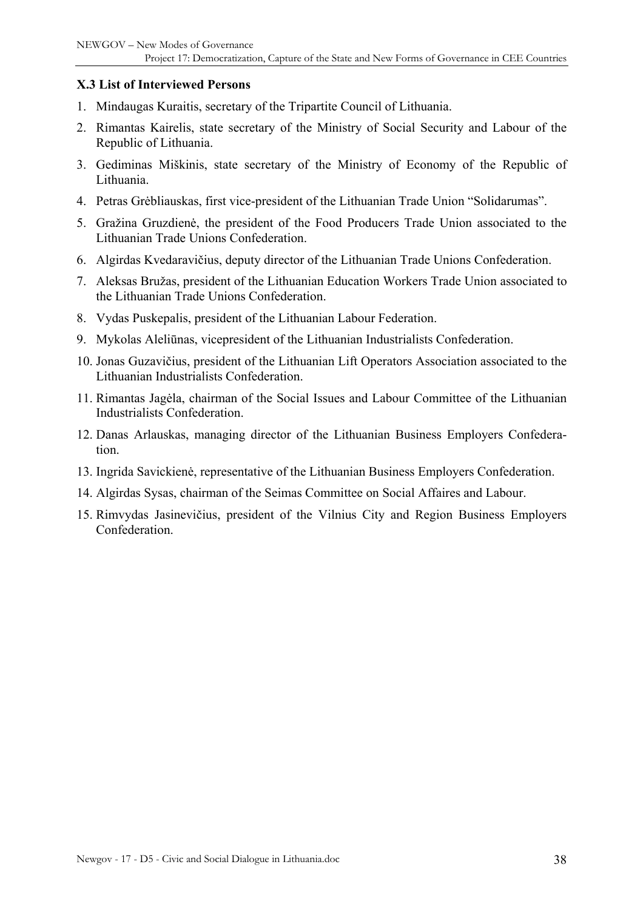### X.3 List of Interviewed Persons

1. Mindaugas Kuraitis, secretary of the Tripartite Council of Lithuania.
2. Rimantas Kairelis, state secretary of the Ministry of Social Security and Labour of the Republic of Lithuania.
3. Gediminas Miškinis, state secretary of the Ministry of Economy of the Republic of Lithuania.
4. Petras Grėbliauskas, first vice-president of the Lithuanian Trade Union "Solidarumas".
5. Gražina Gruzdienė, the president of the Food Producers Trade Union associated to the Lithuanian Trade Unions Confederation.
6. Algirdas Kvedaravičius, deputy director of the Lithuanian Trade Unions Confederation.
7. Aleksas Bružas, president of the Lithuanian Education Workers Trade Union associated to the Lithuanian Trade Unions Confederation.
8. Vydas Puskepalis, president of the Lithuanian Labour Federation.
9. Mykolas Aleliūnas, vicepresident of the Lithuanian Industrialists Confederation.
10. Jonas Guzavičius, president of the Lithuanian Lift Operators Association associated to the Lithuanian Industrialists Confederation.
11. Rimantas Jagėla, chairman of the Social Issues and Labour Committee of the Lithuanian Industrialists Confederation.
12. Danas Arlauskas, managing director of the Lithuanian Business Employers Confederation.
13. Ingrida Savickienė, representative of the Lithuanian Business Employers Confederation.
14. Algirdas Sysas, chairman of the Seimas Committee on Social Affaires and Labour.
15. Rimvydas Jasinevičius, president of the Vilnius City and Region Business Employers Confederation.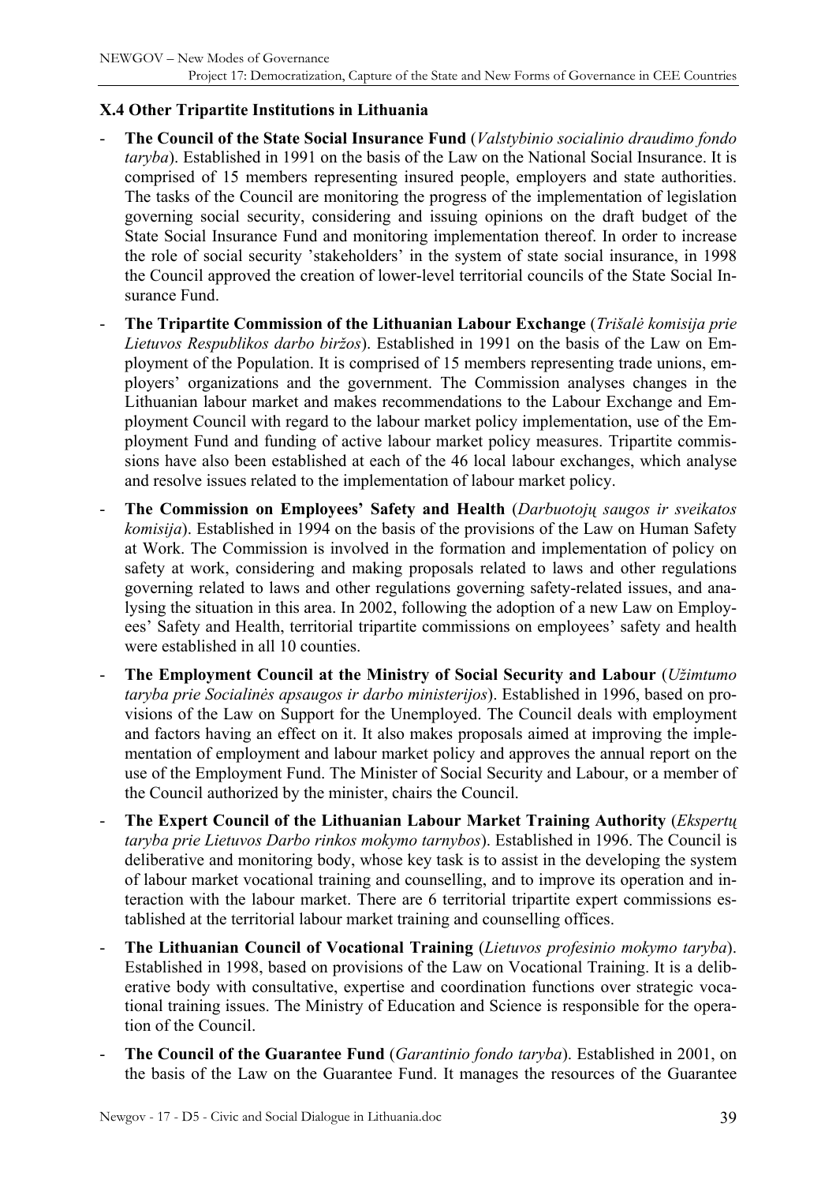### X.4 Other Tripartite Institutions in Lithuania

- **The Council of the State Social Insurance Fund** (*Valstybinio socialinio draudimo fondo taryba*). Established in 1991 on the basis of the Law on the National Social Insurance. It is comprised of 15 members representing insured people, employers and state authorities. The tasks of the Council are monitoring the progress of the implementation of legislation governing social security, considering and issuing opinions on the draft budget of the State Social Insurance Fund and monitoring implementation thereof. In order to increase the role of social security 'stakeholders' in the system of state social insurance, in 1998 the Council approved the creation of lower-level territorial councils of the State Social Insurance Fund.
- **The Tripartite Commission of the Lithuanian Labour Exchange** (*Trišalė komisija prie Lietuvos Respublikos darbo biržos*). Established in 1991 on the basis of the Law on Employment of the Population. It is comprised of 15 members representing trade unions, employers' organizations and the government. The Commission analyses changes in the Lithuanian labour market and makes recommendations to the Labour Exchange and Employment Council with regard to the labour market policy implementation, use of the Employment Fund and funding of active labour market policy measures. Tripartite commissions have also been established at each of the 46 local labour exchanges, which analyse and resolve issues related to the implementation of labour market policy.
- **The Commission on Employees' Safety and Health** (*Darbuotojų saugos ir sveikatos komisija*). Established in 1994 on the basis of the provisions of the Law on Human Safety at Work. The Commission is involved in the formation and implementation of policy on safety at work, considering and making proposals related to laws and other regulations governing related to laws and other regulations governing safety-related issues, and analysing the situation in this area. In 2002, following the adoption of a new Law on Employees' Safety and Health, territorial tripartite commissions on employees' safety and health were established in all 10 counties.
- **The Employment Council at the Ministry of Social Security and Labour** (*Užimtumo taryba prie Socialinės apsaugos ir darbo ministerijos*). Established in 1996, based on provisions of the Law on Support for the Unemployed. The Council deals with employment and factors having an effect on it. It also makes proposals aimed at improving the implementation of employment and labour market policy and approves the annual report on the use of the Employment Fund. The Minister of Social Security and Labour, or a member of the Council authorized by the minister, chairs the Council.
- **The Expert Council of the Lithuanian Labour Market Training Authority** (*Ekspertų taryba prie Lietuvos Darbo rinkos mokymo tarnybos*). Established in 1996. The Council is deliberative and monitoring body, whose key task is to assist in the developing the system of labour market vocational training and counselling, and to improve its operation and interaction with the labour market. There are 6 territorial tripartite expert commissions established at the territorial labour market training and counselling offices.
- **The Lithuanian Council of Vocational Training** (*Lietuvos profesinio mokymo taryba*). Established in 1998, based on provisions of the Law on Vocational Training. It is a deliberative body with consultative, expertise and coordination functions over strategic vocational training issues. The Ministry of Education and Science is responsible for the operation of the Council.
- **The Council of the Guarantee Fund** (*Garantinio fondo taryba*). Established in 2001, on the basis of the Law on the Guarantee Fund. It manages the resources of the Guarantee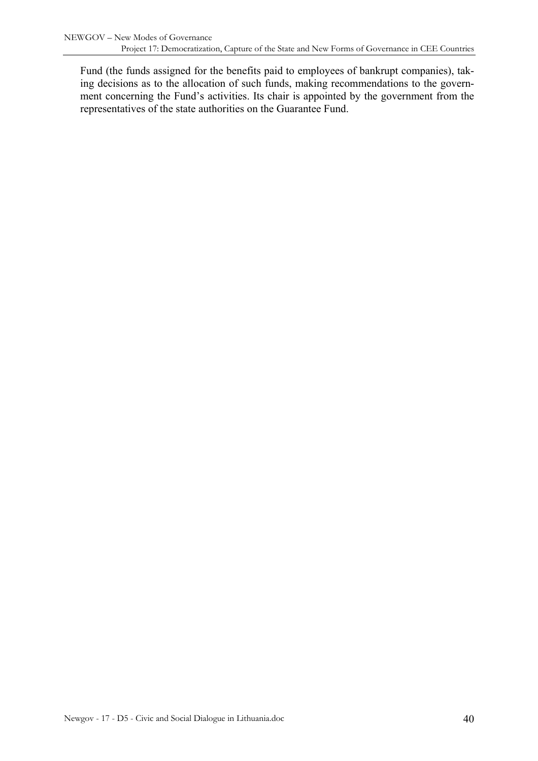Fund (the funds assigned for the benefits paid to employees of bankrupt companies), taking decisions as to the allocation of such funds, making recommendations to the government concerning the Fund's activities. Its chair is appointed by the government from the representatives of the state authorities on the Guarantee Fund.